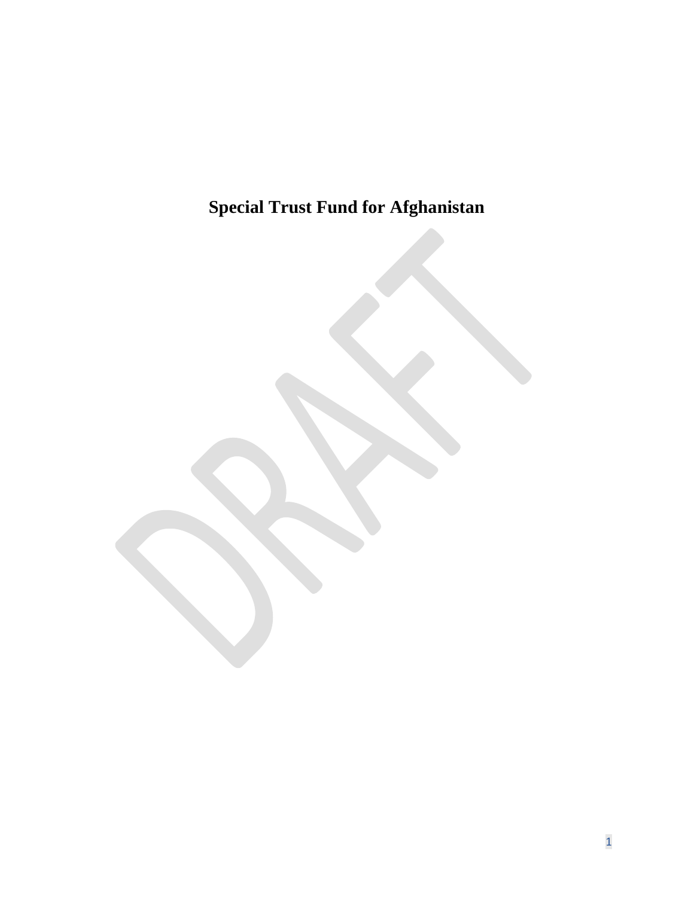# Special Trust Fund for Afghanistan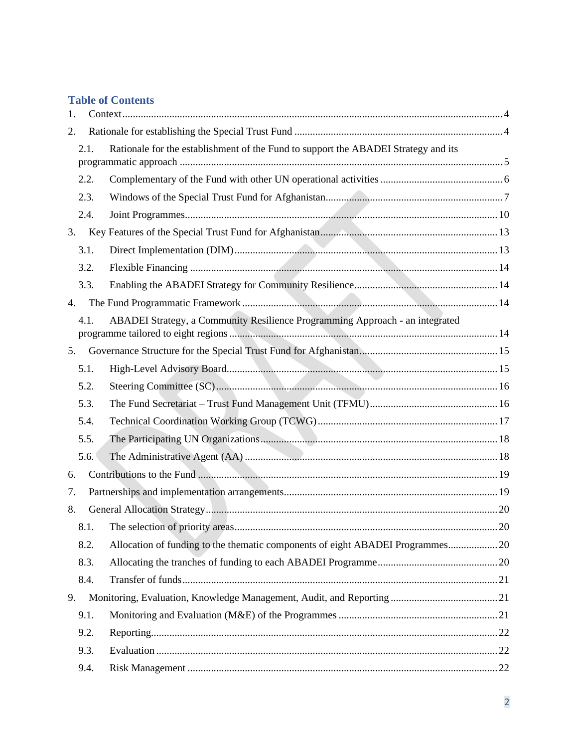## Table of Contents

1. Context ... 4
2. Rationale for establishing the Special Trust Fund ... 4
    - 2.1. Rationale for the establishment of the Fund to support the ABADEI Strategy and its programmatic approach ... 5
    - 2.2. Complementary of the Fund with other UN operational activities ... 6
    - 2.3. Windows of the Special Trust Fund for Afghanistan ... 7
    - 2.4. Joint Programmes ... 10
3. Key Features of the Special Trust Fund for Afghanistan ... 13
    - 3.1. Direct Implementation (DIM) ... 13
    - 3.2. Flexible Financing ... 14
    - 3.3. Enabling the ABADEI Strategy for Community Resilience ... 14
4. The Fund Programmatic Framework ... 14
    - 4.1. ABADEI Strategy, a Community Resilience Programming Approach - an integrated programme tailored to eight regions ... 14
5. Governance Structure for the Special Trust Fund for Afghanistan ... 15
    - 5.1. High-Level Advisory Board ... 15
    - 5.2. Steering Committee (SC) ... 16
    - 5.3. The Fund Secretariat – Trust Fund Management Unit (TFMU) ... 16
    - 5.4. Technical Coordination Working Group (TCWG) ... 17
    - 5.5. The Participating UN Organizations ... 18
    - 5.6. The Administrative Agent (AA) ... 18
6. Contributions to the Fund ... 19
7. Partnerships and implementation arrangements ... 19
8. General Allocation Strategy ... 20
    - 8.1. The selection of priority areas ... 20
    - 8.2. Allocation of funding to the thematic components of eight ABADEI Programmes ... 20
    - 8.3. Allocating the tranches of funding to each ABADEI Programme ... 20
    - 8.4. Transfer of funds ... 21
9. Monitoring, Evaluation, Knowledge Management, Audit, and Reporting ... 21
    - 9.1. Monitoring and Evaluation (M&E) of the Programmes ... 21
    - 9.2. Reporting ... 22
    - 9.3. Evaluation ... 22
    - 9.4. Risk Management ... 22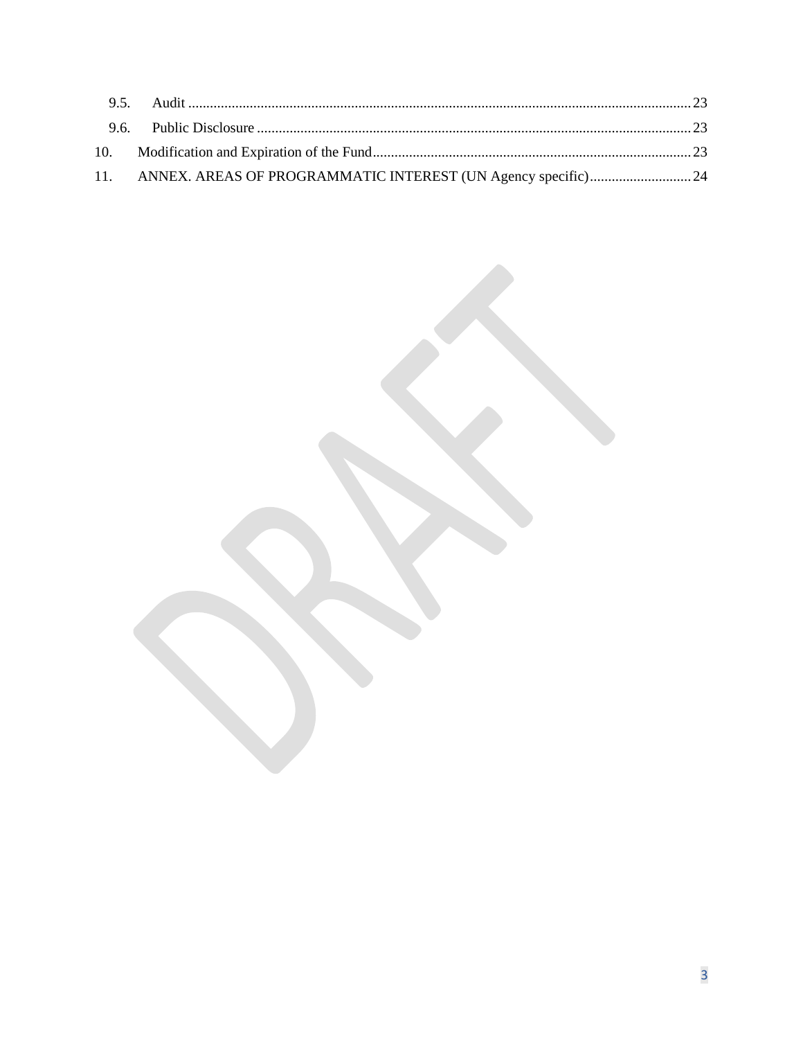9.5. Audit ........................................................................................................................................ 23

9.6. Public Disclosure ...................................................................................................................... 23

10. Modification and Expiration of the Fund ........................................................................................ 23

11. ANNEX. AREAS OF PROGRAMMATIC INTEREST (UN Agency specific) ............................ 24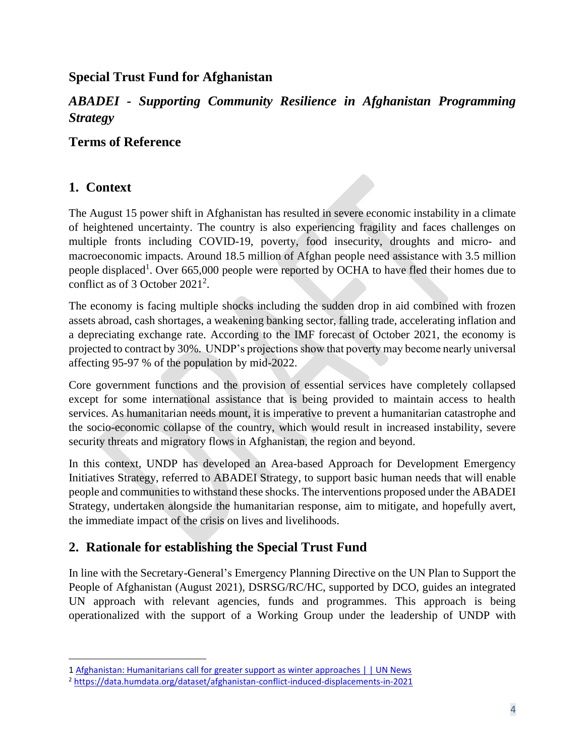## Special Trust Fund for Afghanistan

## *ABADEI - Supporting Community Resilience in Afghanistan Programming Strategy*

## Terms of Reference

## 1. Context

The August 15 power shift in Afghanistan has resulted in severe economic instability in a climate of heightened uncertainty. The country is also experiencing fragility and faces challenges on multiple fronts including COVID-19, poverty, food insecurity, droughts and micro- and macroeconomic impacts. Around 18.5 million of Afghan people need assistance with 3.5 million people displaced[1]. Over 665,000 people were reported by OCHA to have fled their homes due to conflict as of 3 October 2021[2].

The economy is facing multiple shocks including the sudden drop in aid combined with frozen assets abroad, cash shortages, a weakening banking sector, falling trade, accelerating inflation and a depreciating exchange rate. According to the IMF forecast of October 2021, the economy is projected to contract by 30%. UNDP's projections show that poverty may become nearly universal affecting 95-97 % of the population by mid-2022.

Core government functions and the provision of essential services have completely collapsed except for some international assistance that is being provided to maintain access to health services. As humanitarian needs mount, it is imperative to prevent a humanitarian catastrophe and the socio-economic collapse of the country, which would result in increased instability, severe security threats and migratory flows in Afghanistan, the region and beyond.

In this context, UNDP has developed an Area-based Approach for Development Emergency Initiatives Strategy, referred to ABADEI Strategy, to support basic human needs that will enable people and communities to withstand these shocks. The interventions proposed under the ABADEI Strategy, undertaken alongside the humanitarian response, aim to mitigate, and hopefully avert, the immediate impact of the crisis on lives and livelihoods.

## 2. Rationale for establishing the Special Trust Fund

In line with the Secretary-General's Emergency Planning Directive on the UN Plan to Support the People of Afghanistan (August 2021), DSRSG/RC/HC, supported by DCO, guides an integrated UN approach with relevant agencies, funds and programmes. This approach is being operationalized with the support of a Working Group under the leadership of UNDP with

---

1 Afghanistan: Humanitarians call for greater support as winter approaches | | UN News

2 https://data.humdata.org/dataset/afghanistan-conflict-induced-displacements-in-2021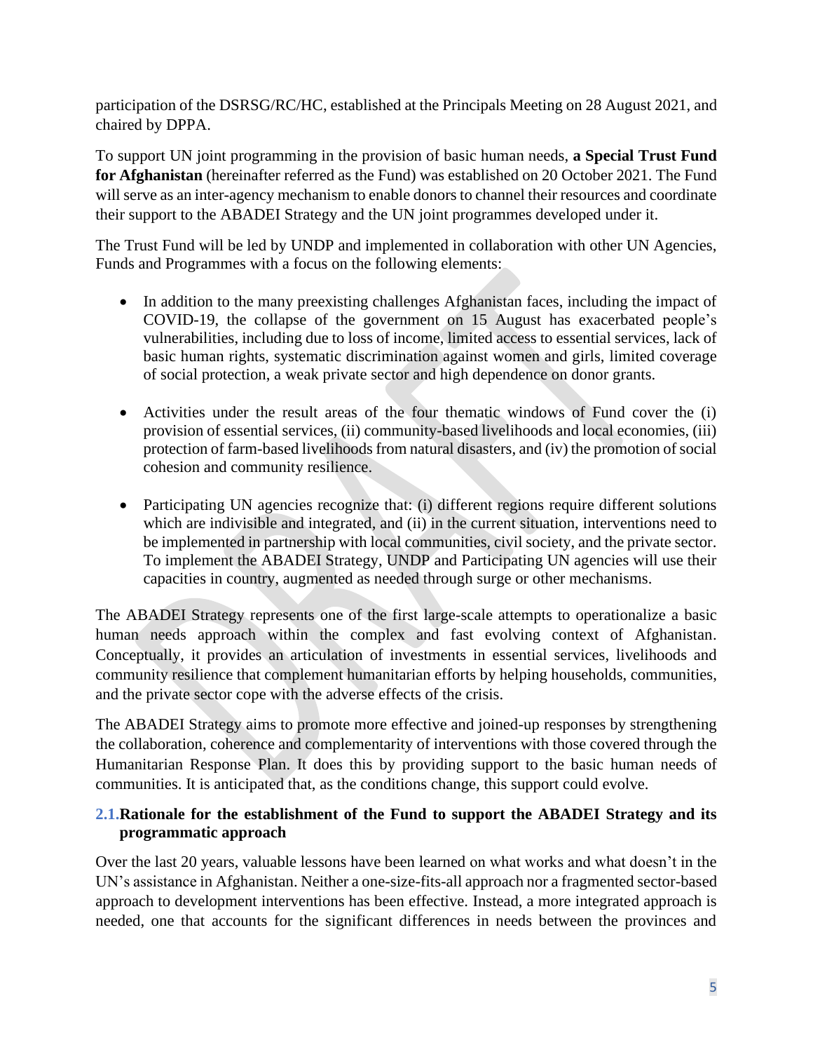participation of the DSRSG/RC/HC, established at the Principals Meeting on 28 August 2021, and chaired by DPPA.

To support UN joint programming in the provision of basic human needs, **a Special Trust Fund for Afghanistan** (hereinafter referred as the Fund) was established on 20 October 2021. The Fund will serve as an inter-agency mechanism to enable donors to channel their resources and coordinate their support to the ABADEI Strategy and the UN joint programmes developed under it.

The Trust Fund will be led by UNDP and implemented in collaboration with other UN Agencies, Funds and Programmes with a focus on the following elements:

- In addition to the many preexisting challenges Afghanistan faces, including the impact of COVID-19, the collapse of the government on 15 August has exacerbated people's vulnerabilities, including due to loss of income, limited access to essential services, lack of basic human rights, systematic discrimination against women and girls, limited coverage of social protection, a weak private sector and high dependence on donor grants.

- Activities under the result areas of the four thematic windows of Fund cover the (i) provision of essential services, (ii) community-based livelihoods and local economies, (iii) protection of farm-based livelihoods from natural disasters, and (iv) the promotion of social cohesion and community resilience.

- Participating UN agencies recognize that: (i) different regions require different solutions which are indivisible and integrated, and (ii) in the current situation, interventions need to be implemented in partnership with local communities, civil society, and the private sector. To implement the ABADEI Strategy, UNDP and Participating UN agencies will use their capacities in country, augmented as needed through surge or other mechanisms.

The ABADEI Strategy represents one of the first large-scale attempts to operationalize a basic human needs approach within the complex and fast evolving context of Afghanistan. Conceptually, it provides an articulation of investments in essential services, livelihoods and community resilience that complement humanitarian efforts by helping households, communities, and the private sector cope with the adverse effects of the crisis.

The ABADEI Strategy aims to promote more effective and joined-up responses by strengthening the collaboration, coherence and complementarity of interventions with those covered through the Humanitarian Response Plan. It does this by providing support to the basic human needs of communities. It is anticipated that, as the conditions change, this support could evolve.

### 2.1. Rationale for the establishment of the Fund to support the ABADEI Strategy and its programmatic approach

Over the last 20 years, valuable lessons have been learned on what works and what doesn't in the UN's assistance in Afghanistan. Neither a one-size-fits-all approach nor a fragmented sector-based approach to development interventions has been effective. Instead, a more integrated approach is needed, one that accounts for the significant differences in needs between the provinces and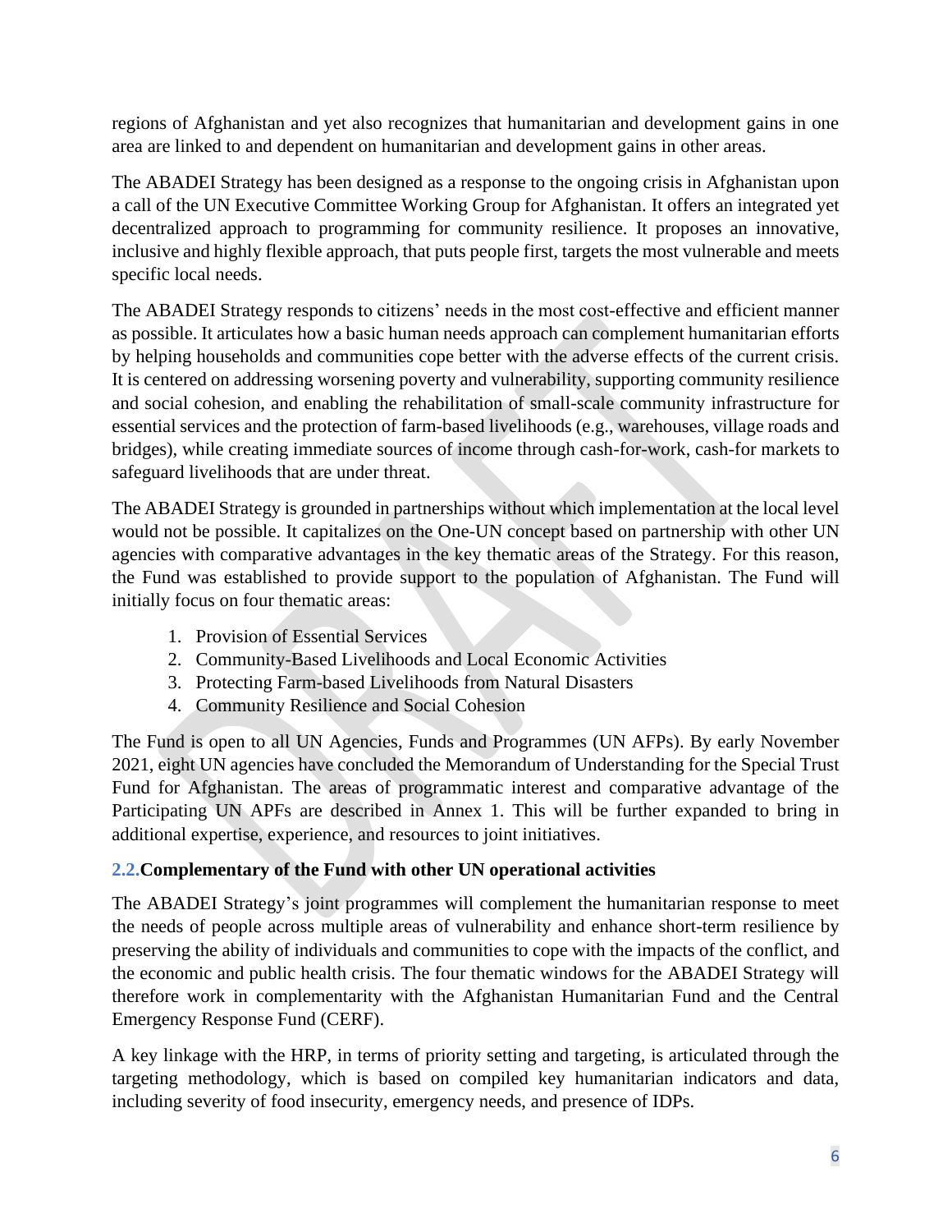regions of Afghanistan and yet also recognizes that humanitarian and development gains in one area are linked to and dependent on humanitarian and development gains in other areas.

The ABADEI Strategy has been designed as a response to the ongoing crisis in Afghanistan upon a call of the UN Executive Committee Working Group for Afghanistan. It offers an integrated yet decentralized approach to programming for community resilience. It proposes an innovative, inclusive and highly flexible approach, that puts people first, targets the most vulnerable and meets specific local needs.

The ABADEI Strategy responds to citizens' needs in the most cost-effective and efficient manner as possible. It articulates how a basic human needs approach can complement humanitarian efforts by helping households and communities cope better with the adverse effects of the current crisis. It is centered on addressing worsening poverty and vulnerability, supporting community resilience and social cohesion, and enabling the rehabilitation of small-scale community infrastructure for essential services and the protection of farm-based livelihoods (e.g., warehouses, village roads and bridges), while creating immediate sources of income through cash-for-work, cash-for markets to safeguard livelihoods that are under threat.

The ABADEI Strategy is grounded in partnerships without which implementation at the local level would not be possible. It capitalizes on the One-UN concept based on partnership with other UN agencies with comparative advantages in the key thematic areas of the Strategy. For this reason, the Fund was established to provide support to the population of Afghanistan. The Fund will initially focus on four thematic areas:

1. Provision of Essential Services
2. Community-Based Livelihoods and Local Economic Activities
3. Protecting Farm-based Livelihoods from Natural Disasters
4. Community Resilience and Social Cohesion

The Fund is open to all UN Agencies, Funds and Programmes (UN AFPs). By early November 2021, eight UN agencies have concluded the Memorandum of Understanding for the Special Trust Fund for Afghanistan. The areas of programmatic interest and comparative advantage of the Participating UN APFs are described in Annex 1. This will be further expanded to bring in additional expertise, experience, and resources to joint initiatives.

## 2.2. Complementary of the Fund with other UN operational activities

The ABADEI Strategy's joint programmes will complement the humanitarian response to meet the needs of people across multiple areas of vulnerability and enhance short-term resilience by preserving the ability of individuals and communities to cope with the impacts of the conflict, and the economic and public health crisis. The four thematic windows for the ABADEI Strategy will therefore work in complementarity with the Afghanistan Humanitarian Fund and the Central Emergency Response Fund (CERF).

A key linkage with the HRP, in terms of priority setting and targeting, is articulated through the targeting methodology, which is based on compiled key humanitarian indicators and data, including severity of food insecurity, emergency needs, and presence of IDPs.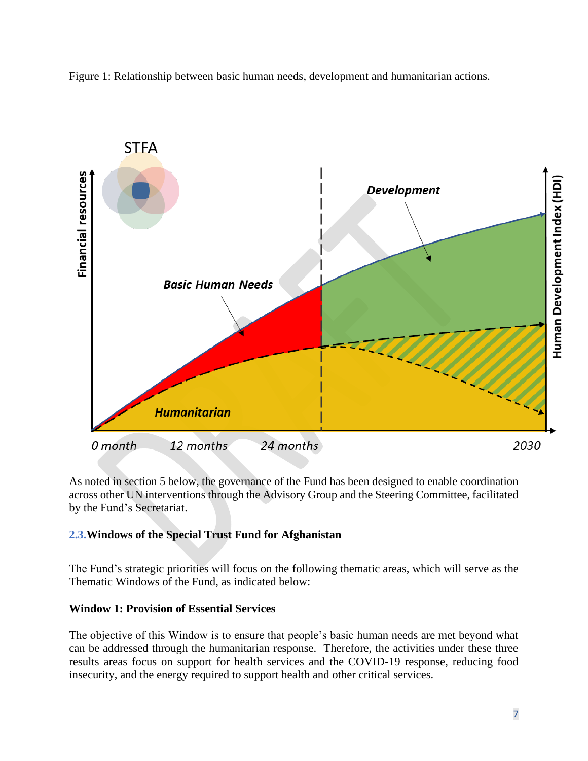Figure 1: Relationship between basic human needs, development and humanitarian actions.

As noted in section 5 below, the governance of the Fund has been designed to enable coordination across other UN interventions through the Advisory Group and the Steering Committee, facilitated by the Fund's Secretariat.

### 2.3. Windows of the Special Trust Fund for Afghanistan

The Fund's strategic priorities will focus on the following thematic areas, which will serve as the Thematic Windows of the Fund, as indicated below:

**Window 1: Provision of Essential Services**

The objective of this Window is to ensure that people's basic human needs are met beyond what can be addressed through the humanitarian response. Therefore, the activities under these three results areas focus on support for health services and the COVID-19 response, reducing food insecurity, and the energy required to support health and other critical services.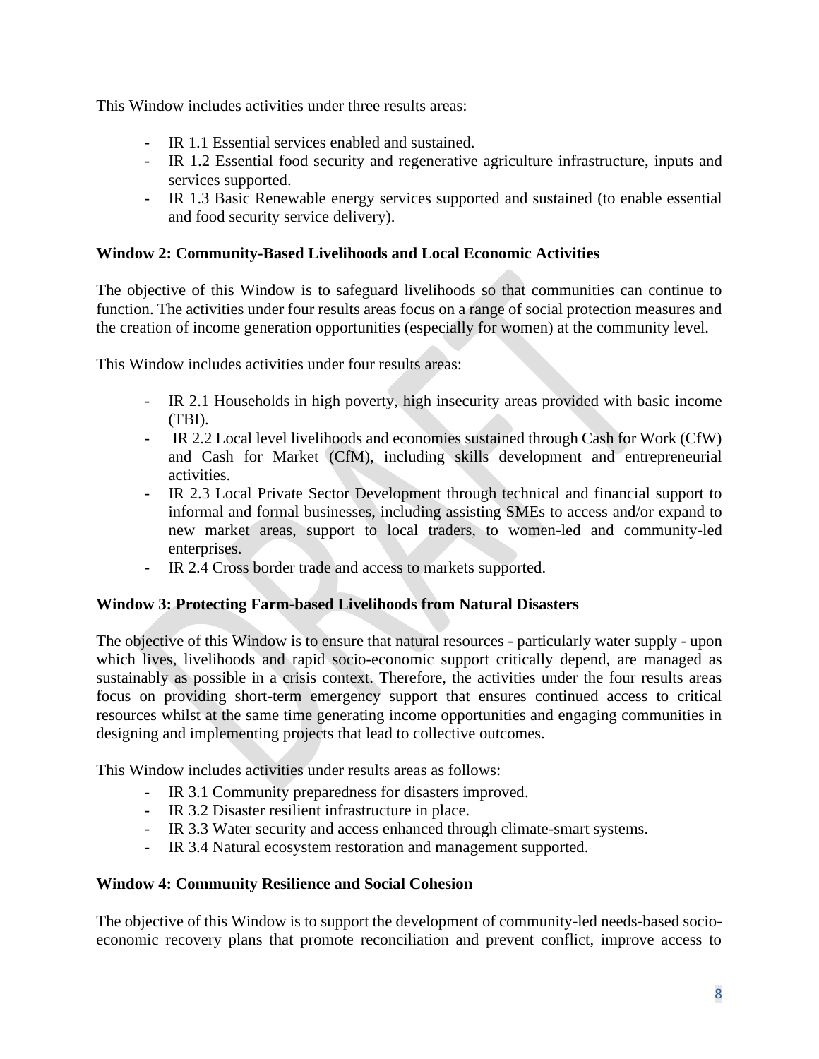This Window includes activities under three results areas:

- IR 1.1 Essential services enabled and sustained.
- IR 1.2 Essential food security and regenerative agriculture infrastructure, inputs and services supported.
- IR 1.3 Basic Renewable energy services supported and sustained (to enable essential and food security service delivery).

**Window 2: Community-Based Livelihoods and Local Economic Activities**

The objective of this Window is to safeguard livelihoods so that communities can continue to function. The activities under four results areas focus on a range of social protection measures and the creation of income generation opportunities (especially for women) at the community level.

This Window includes activities under four results areas:

- IR 2.1 Households in high poverty, high insecurity areas provided with basic income (TBI).
- IR 2.2 Local level livelihoods and economies sustained through Cash for Work (CfW) and Cash for Market (CfM), including skills development and entrepreneurial activities.
- IR 2.3 Local Private Sector Development through technical and financial support to informal and formal businesses, including assisting SMEs to access and/or expand to new market areas, support to local traders, to women-led and community-led enterprises.
- IR 2.4 Cross border trade and access to markets supported.

**Window 3: Protecting Farm-based Livelihoods from Natural Disasters**

The objective of this Window is to ensure that natural resources - particularly water supply - upon which lives, livelihoods and rapid socio-economic support critically depend, are managed as sustainably as possible in a crisis context. Therefore, the activities under the four results areas focus on providing short-term emergency support that ensures continued access to critical resources whilst at the same time generating income opportunities and engaging communities in designing and implementing projects that lead to collective outcomes.

This Window includes activities under results areas as follows:

- IR 3.1 Community preparedness for disasters improved.
- IR 3.2 Disaster resilient infrastructure in place.
- IR 3.3 Water security and access enhanced through climate-smart systems.
- IR 3.4 Natural ecosystem restoration and management supported.

**Window 4: Community Resilience and Social Cohesion**

The objective of this Window is to support the development of community-led needs-based socio-economic recovery plans that promote reconciliation and prevent conflict, improve access to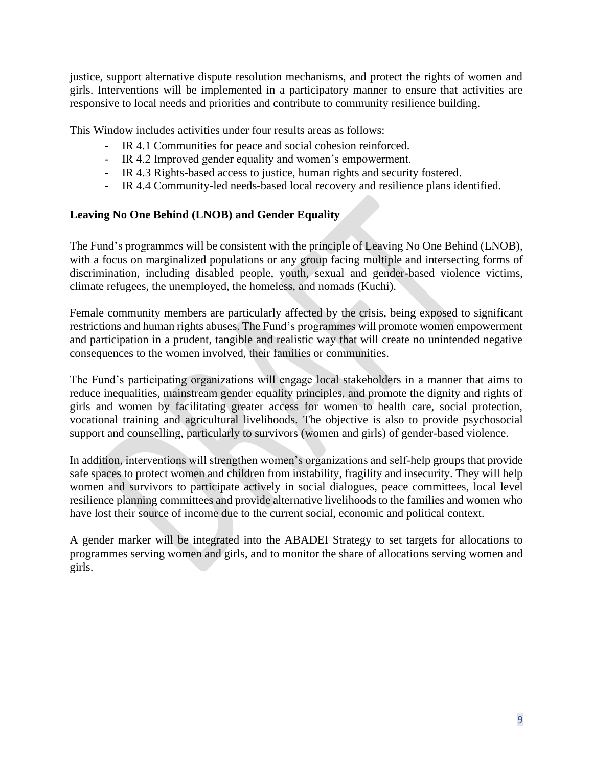justice, support alternative dispute resolution mechanisms, and protect the rights of women and girls. Interventions will be implemented in a participatory manner to ensure that activities are responsive to local needs and priorities and contribute to community resilience building.

This Window includes activities under four results areas as follows:

- IR 4.1 Communities for peace and social cohesion reinforced.
- IR 4.2 Improved gender equality and women's empowerment.
- IR 4.3 Rights-based access to justice, human rights and security fostered.
- IR 4.4 Community-led needs-based local recovery and resilience plans identified.

**Leaving No One Behind (LNOB) and Gender Equality**

The Fund's programmes will be consistent with the principle of Leaving No One Behind (LNOB), with a focus on marginalized populations or any group facing multiple and intersecting forms of discrimination, including disabled people, youth, sexual and gender-based violence victims, climate refugees, the unemployed, the homeless, and nomads (Kuchi).

Female community members are particularly affected by the crisis, being exposed to significant restrictions and human rights abuses. The Fund's programmes will promote women empowerment and participation in a prudent, tangible and realistic way that will create no unintended negative consequences to the women involved, their families or communities.

The Fund's participating organizations will engage local stakeholders in a manner that aims to reduce inequalities, mainstream gender equality principles, and promote the dignity and rights of girls and women by facilitating greater access for women to health care, social protection, vocational training and agricultural livelihoods. The objective is also to provide psychosocial support and counselling, particularly to survivors (women and girls) of gender-based violence.

In addition, interventions will strengthen women's organizations and self-help groups that provide safe spaces to protect women and children from instability, fragility and insecurity. They will help women and survivors to participate actively in social dialogues, peace committees, local level resilience planning committees and provide alternative livelihoods to the families and women who have lost their source of income due to the current social, economic and political context.

A gender marker will be integrated into the ABADEI Strategy to set targets for allocations to programmes serving women and girls, and to monitor the share of allocations serving women and girls.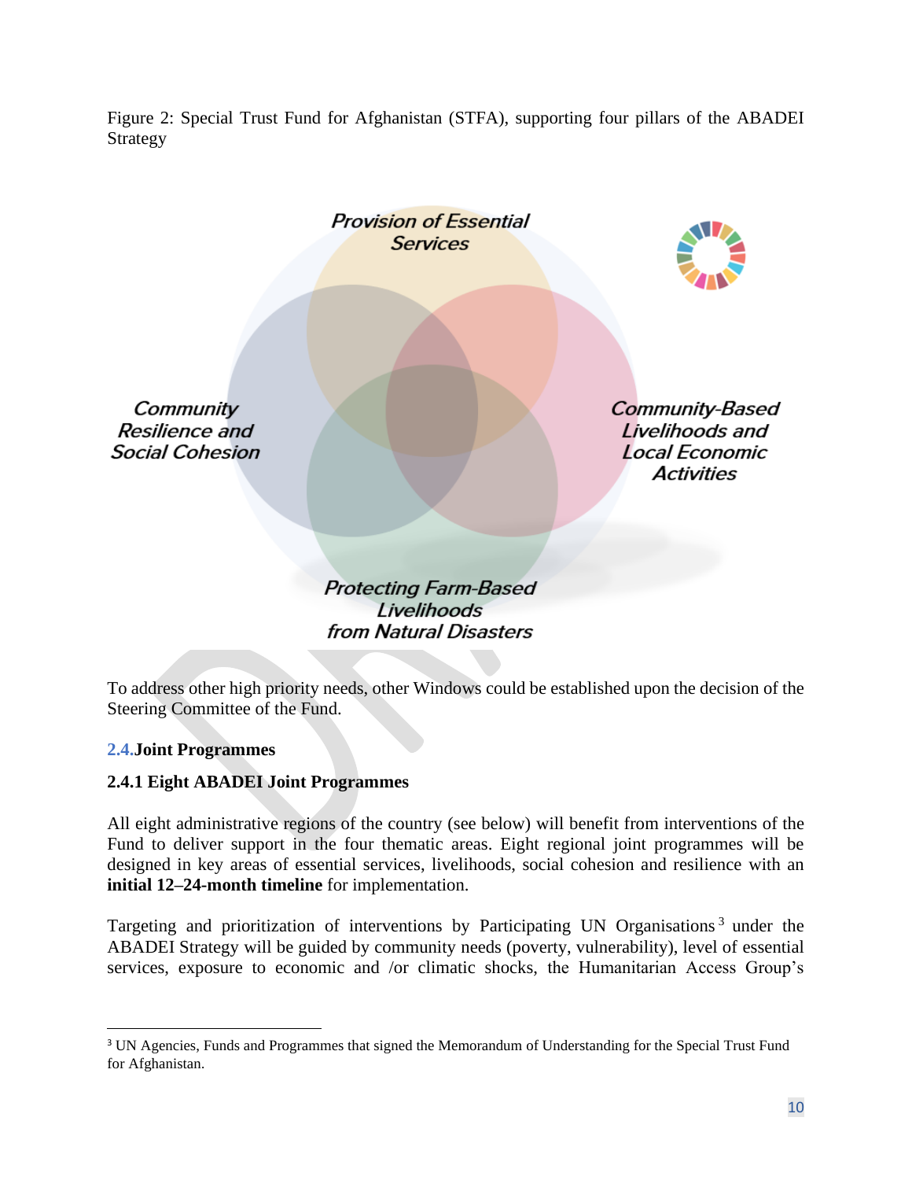Figure 2: Special Trust Fund for Afghanistan (STFA), supporting four pillars of the ABADEI Strategy

Provision of Essential Services

Community Resilience and Social Cohesion

Community-Based Livelihoods and Local Economic Activities

Protecting Farm-Based Livelihoods from Natural Disasters

To address other high priority needs, other Windows could be established upon the decision of the Steering Committee of the Fund.

## 2.4. Joint Programmes

### 2.4.1 Eight ABADEI Joint Programmes

All eight administrative regions of the country (see below) will benefit from interventions of the Fund to deliver support in the four thematic areas. Eight regional joint programmes will be designed in key areas of essential services, livelihoods, social cohesion and resilience with an **initial 12–24-month timeline** for implementation.

Targeting and prioritization of interventions by Participating UN Organisations[3] under the ABADEI Strategy will be guided by community needs (poverty, vulnerability), level of essential services, exposure to economic and /or climatic shocks, the Humanitarian Access Group's

[3] UN Agencies, Funds and Programmes that signed the Memorandum of Understanding for the Special Trust Fund for Afghanistan.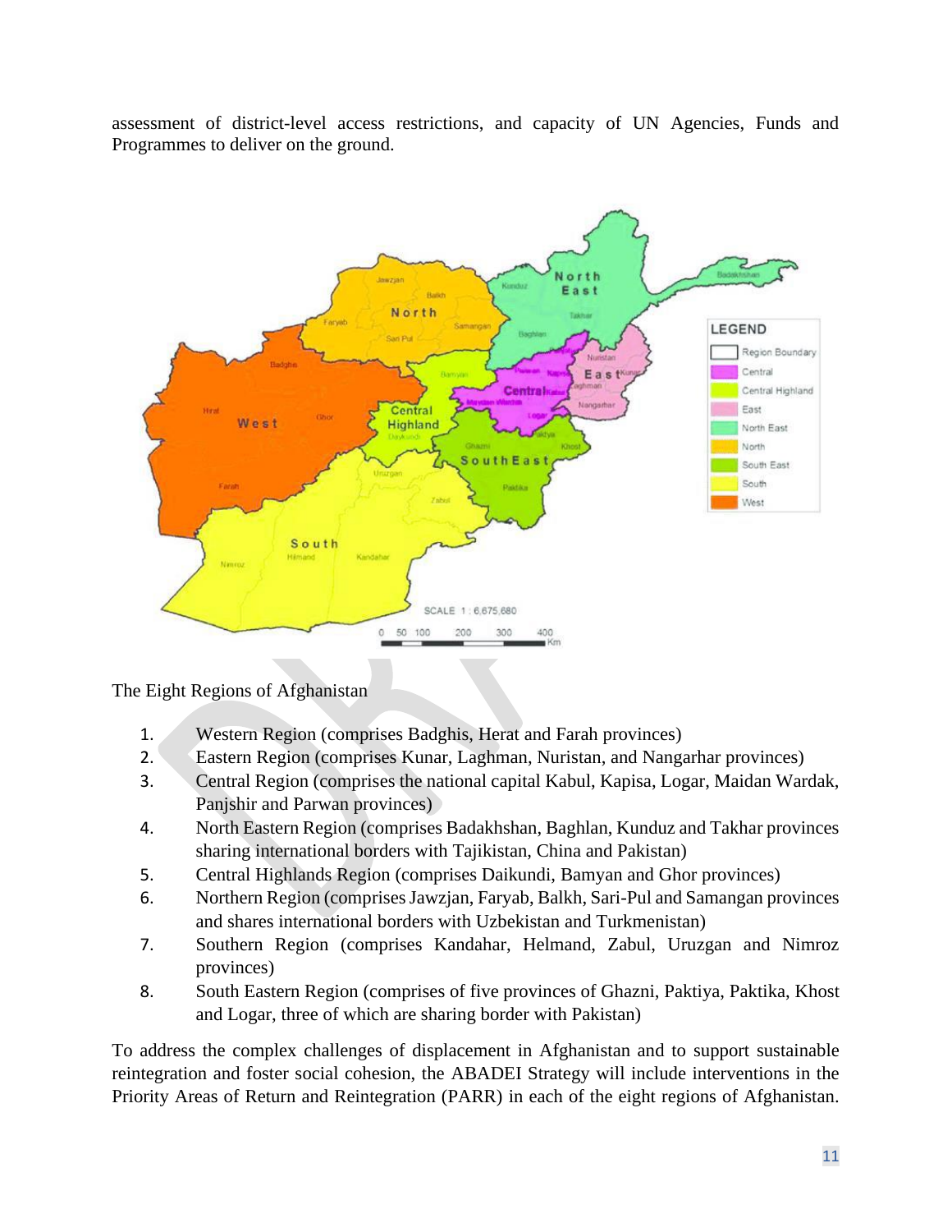assessment of district-level access restrictions, and capacity of UN Agencies, Funds and Programmes to deliver on the ground.

The Eight Regions of Afghanistan

1. Western Region (comprises Badghis, Herat and Farah provinces)
2. Eastern Region (comprises Kunar, Laghman, Nuristan, and Nangarhar provinces)
3. Central Region (comprises the national capital Kabul, Kapisa, Logar, Maidan Wardak, Panjshir and Parwan provinces)
4. North Eastern Region (comprises Badakhshan, Baghlan, Kunduz and Takhar provinces sharing international borders with Tajikistan, China and Pakistan)
5. Central Highlands Region (comprises Daikundi, Bamyan and Ghor provinces)
6. Northern Region (comprises Jawzjan, Faryab, Balkh, Sari-Pul and Samangan provinces and shares international borders with Uzbekistan and Turkmenistan)
7. Southern Region (comprises Kandahar, Helmand, Zabul, Uruzgan and Nimroz provinces)
8. South Eastern Region (comprises of five provinces of Ghazni, Paktiya, Paktika, Khost and Logar, three of which are sharing border with Pakistan)

To address the complex challenges of displacement in Afghanistan and to support sustainable reintegration and foster social cohesion, the ABADEI Strategy will include interventions in the Priority Areas of Return and Reintegration (PARR) in each of the eight regions of Afghanistan.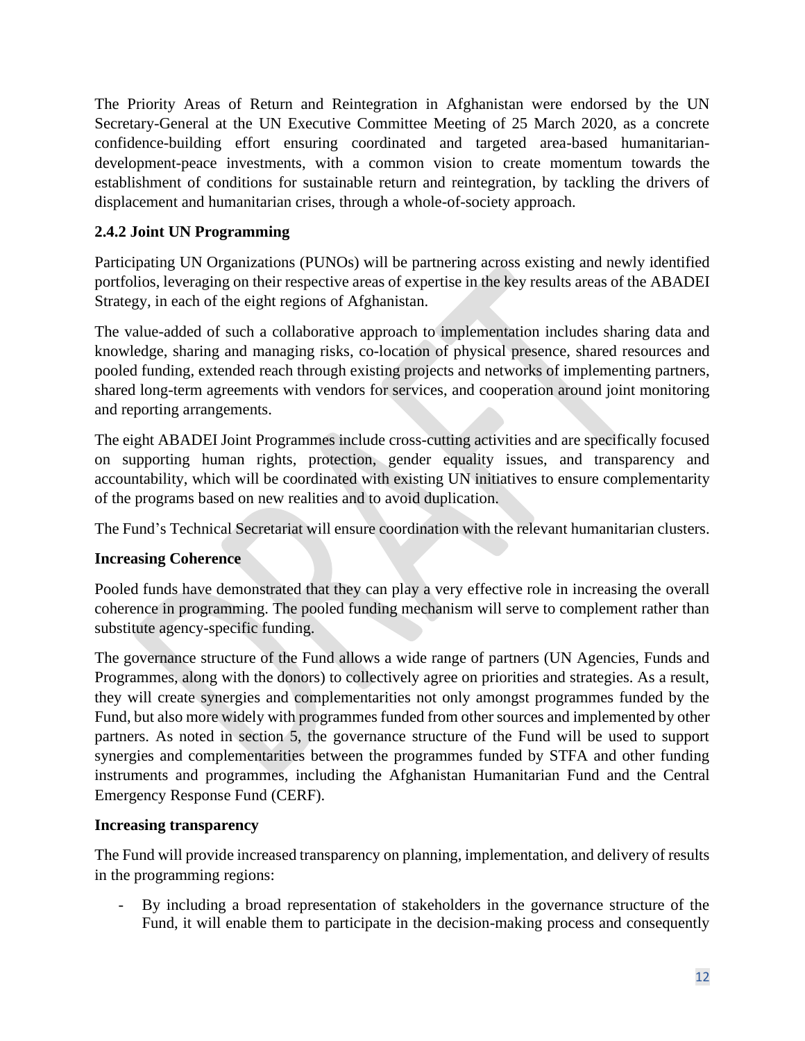The Priority Areas of Return and Reintegration in Afghanistan were endorsed by the UN Secretary-General at the UN Executive Committee Meeting of 25 March 2020, as a concrete confidence-building effort ensuring coordinated and targeted area-based humanitarian-development-peace investments, with a common vision to create momentum towards the establishment of conditions for sustainable return and reintegration, by tackling the drivers of displacement and humanitarian crises, through a whole-of-society approach.

### 2.4.2 Joint UN Programming

Participating UN Organizations (PUNOs) will be partnering across existing and newly identified portfolios, leveraging on their respective areas of expertise in the key results areas of the ABADEI Strategy, in each of the eight regions of Afghanistan.

The value-added of such a collaborative approach to implementation includes sharing data and knowledge, sharing and managing risks, co-location of physical presence, shared resources and pooled funding, extended reach through existing projects and networks of implementing partners, shared long-term agreements with vendors for services, and cooperation around joint monitoring and reporting arrangements.

The eight ABADEI Joint Programmes include cross-cutting activities and are specifically focused on supporting human rights, protection, gender equality issues, and transparency and accountability, which will be coordinated with existing UN initiatives to ensure complementarity of the programs based on new realities and to avoid duplication.

The Fund's Technical Secretariat will ensure coordination with the relevant humanitarian clusters.

**Increasing Coherence**

Pooled funds have demonstrated that they can play a very effective role in increasing the overall coherence in programming. The pooled funding mechanism will serve to complement rather than substitute agency-specific funding.

The governance structure of the Fund allows a wide range of partners (UN Agencies, Funds and Programmes, along with the donors) to collectively agree on priorities and strategies. As a result, they will create synergies and complementarities not only amongst programmes funded by the Fund, but also more widely with programmes funded from other sources and implemented by other partners. As noted in section 5, the governance structure of the Fund will be used to support synergies and complementarities between the programmes funded by STFA and other funding instruments and programmes, including the Afghanistan Humanitarian Fund and the Central Emergency Response Fund (CERF).

**Increasing transparency**

The Fund will provide increased transparency on planning, implementation, and delivery of results in the programming regions:

- By including a broad representation of stakeholders in the governance structure of the Fund, it will enable them to participate in the decision-making process and consequently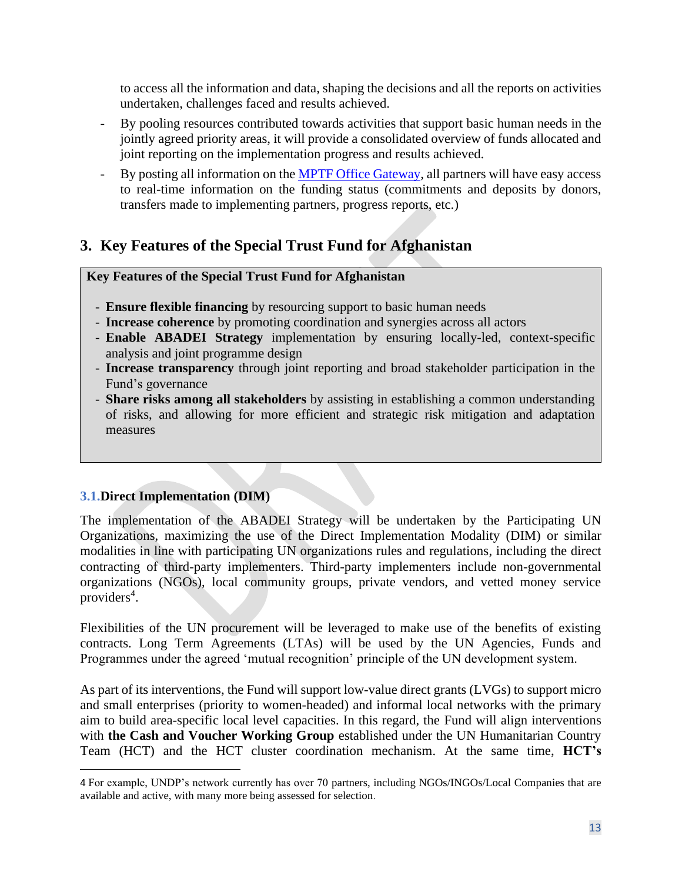to access all the information and data, shaping the decisions and all the reports on activities undertaken, challenges faced and results achieved.

- By pooling resources contributed towards activities that support basic human needs in the jointly agreed priority areas, it will provide a consolidated overview of funds allocated and joint reporting on the implementation progress and results achieved.
- By posting all information on the MPTF Office Gateway, all partners will have easy access to real-time information on the funding status (commitments and deposits by donors, transfers made to implementing partners, progress reports, etc.)

## 3. Key Features of the Special Trust Fund for Afghanistan

**Key Features of the Special Trust Fund for Afghanistan**

- **Ensure flexible financing** by resourcing support to basic human needs
- **Increase coherence** by promoting coordination and synergies across all actors
- **Enable ABADEI Strategy** implementation by ensuring locally-led, context-specific analysis and joint programme design
- **Increase transparency** through joint reporting and broad stakeholder participation in the Fund's governance
- **Share risks among all stakeholders** by assisting in establishing a common understanding of risks, and allowing for more efficient and strategic risk mitigation and adaptation measures

### 3.1. Direct Implementation (DIM)

The implementation of the ABADEI Strategy will be undertaken by the Participating UN Organizations, maximizing the use of the Direct Implementation Modality (DIM) or similar modalities in line with participating UN organizations rules and regulations, including the direct contracting of third-party implementers. Third-party implementers include non-governmental organizations (NGOs), local community groups, private vendors, and vetted money service providers[4].

Flexibilities of the UN procurement will be leveraged to make use of the benefits of existing contracts. Long Term Agreements (LTAs) will be used by the UN Agencies, Funds and Programmes under the agreed 'mutual recognition' principle of the UN development system.

As part of its interventions, the Fund will support low-value direct grants (LVGs) to support micro and small enterprises (priority to women-headed) and informal local networks with the primary aim to build area-specific local level capacities. In this regard, the Fund will align interventions with **the Cash and Voucher Working Group** established under the UN Humanitarian Country Team (HCT) and the HCT cluster coordination mechanism. At the same time, **HCT's**

---

4 For example, UNDP's network currently has over 70 partners, including NGOs/INGOs/Local Companies that are available and active, with many more being assessed for selection.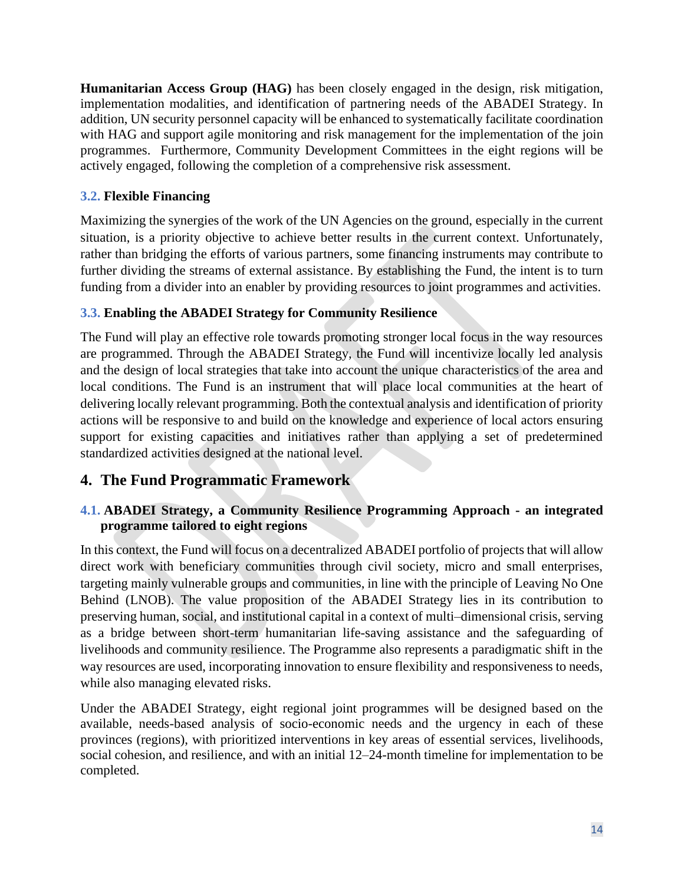**Humanitarian Access Group (HAG)** has been closely engaged in the design, risk mitigation, implementation modalities, and identification of partnering needs of the ABADEI Strategy. In addition, UN security personnel capacity will be enhanced to systematically facilitate coordination with HAG and support agile monitoring and risk management for the implementation of the join programmes. Furthermore, Community Development Committees in the eight regions will be actively engaged, following the completion of a comprehensive risk assessment.

### 3.2. Flexible Financing

Maximizing the synergies of the work of the UN Agencies on the ground, especially in the current situation, is a priority objective to achieve better results in the current context. Unfortunately, rather than bridging the efforts of various partners, some financing instruments may contribute to further dividing the streams of external assistance. By establishing the Fund, the intent is to turn funding from a divider into an enabler by providing resources to joint programmes and activities.

### 3.3. Enabling the ABADEI Strategy for Community Resilience

The Fund will play an effective role towards promoting stronger local focus in the way resources are programmed. Through the ABADEI Strategy, the Fund will incentivize locally led analysis and the design of local strategies that take into account the unique characteristics of the area and local conditions. The Fund is an instrument that will place local communities at the heart of delivering locally relevant programming. Both the contextual analysis and identification of priority actions will be responsive to and build on the knowledge and experience of local actors ensuring support for existing capacities and initiatives rather than applying a set of predetermined standardized activities designed at the national level.

## 4. The Fund Programmatic Framework

### 4.1. ABADEI Strategy, a Community Resilience Programming Approach - an integrated programme tailored to eight regions

In this context, the Fund will focus on a decentralized ABADEI portfolio of projects that will allow direct work with beneficiary communities through civil society, micro and small enterprises, targeting mainly vulnerable groups and communities, in line with the principle of Leaving No One Behind (LNOB). The value proposition of the ABADEI Strategy lies in its contribution to preserving human, social, and institutional capital in a context of multi–dimensional crisis, serving as a bridge between short-term humanitarian life-saving assistance and the safeguarding of livelihoods and community resilience. The Programme also represents a paradigmatic shift in the way resources are used, incorporating innovation to ensure flexibility and responsiveness to needs, while also managing elevated risks.

Under the ABADEI Strategy, eight regional joint programmes will be designed based on the available, needs-based analysis of socio-economic needs and the urgency in each of these provinces (regions), with prioritized interventions in key areas of essential services, livelihoods, social cohesion, and resilience, and with an initial 12–24-month timeline for implementation to be completed.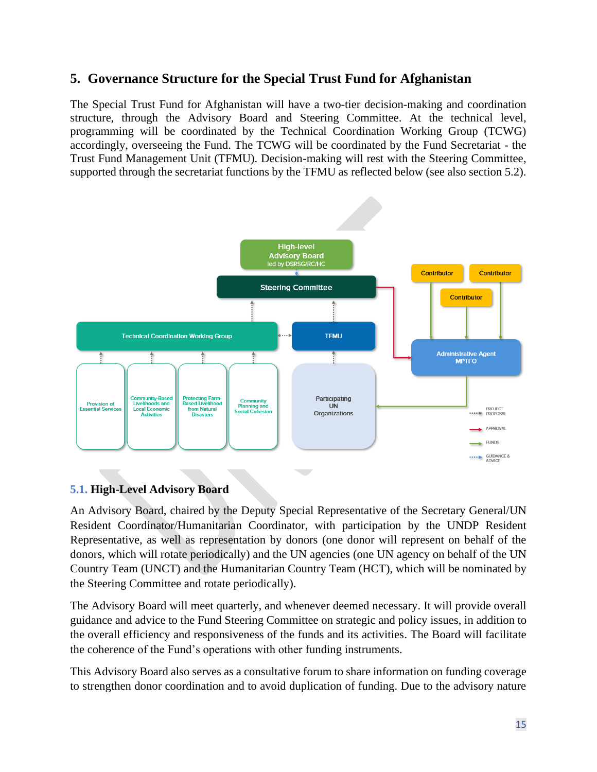## 5. Governance Structure for the Special Trust Fund for Afghanistan

The Special Trust Fund for Afghanistan will have a two-tier decision-making and coordination structure, through the Advisory Board and Steering Committee. At the technical level, programming will be coordinated by the Technical Coordination Working Group (TCWG) accordingly, overseeing the Fund. The TCWG will be coordinated by the Fund Secretariat - the Trust Fund Management Unit (TFMU). Decision-making will rest with the Steering Committee, supported through the secretariat functions by the TFMU as reflected below (see also section 5.2).

High-level Advisory Board led by DSRSG/RC/HC

Steering Committee

Contributor | Contributor | Contributor

Technical Coordination Working Group | TFMU | Administrative Agent MPTFO

Provision of Essential Services | Community-Based Livelihoods and Local Economic Activities | Protecting Farm-Based Livelihood from Natural Disasters | Community Planning and Social Cohesion | Participating UN Organizations

PROJECT PROPOSAL | APPROVAL | FUNDS | GUIDANCE & ADVICE

### 5.1. High-Level Advisory Board

An Advisory Board, chaired by the Deputy Special Representative of the Secretary General/UN Resident Coordinator/Humanitarian Coordinator, with participation by the UNDP Resident Representative, as well as representation by donors (one donor will represent on behalf of the donors, which will rotate periodically) and the UN agencies (one UN agency on behalf of the UN Country Team (UNCT) and the Humanitarian Country Team (HCT), which will be nominated by the Steering Committee and rotate periodically).

The Advisory Board will meet quarterly, and whenever deemed necessary. It will provide overall guidance and advice to the Fund Steering Committee on strategic and policy issues, in addition to the overall efficiency and responsiveness of the funds and its activities. The Board will facilitate the coherence of the Fund's operations with other funding instruments.

This Advisory Board also serves as a consultative forum to share information on funding coverage to strengthen donor coordination and to avoid duplication of funding. Due to the advisory nature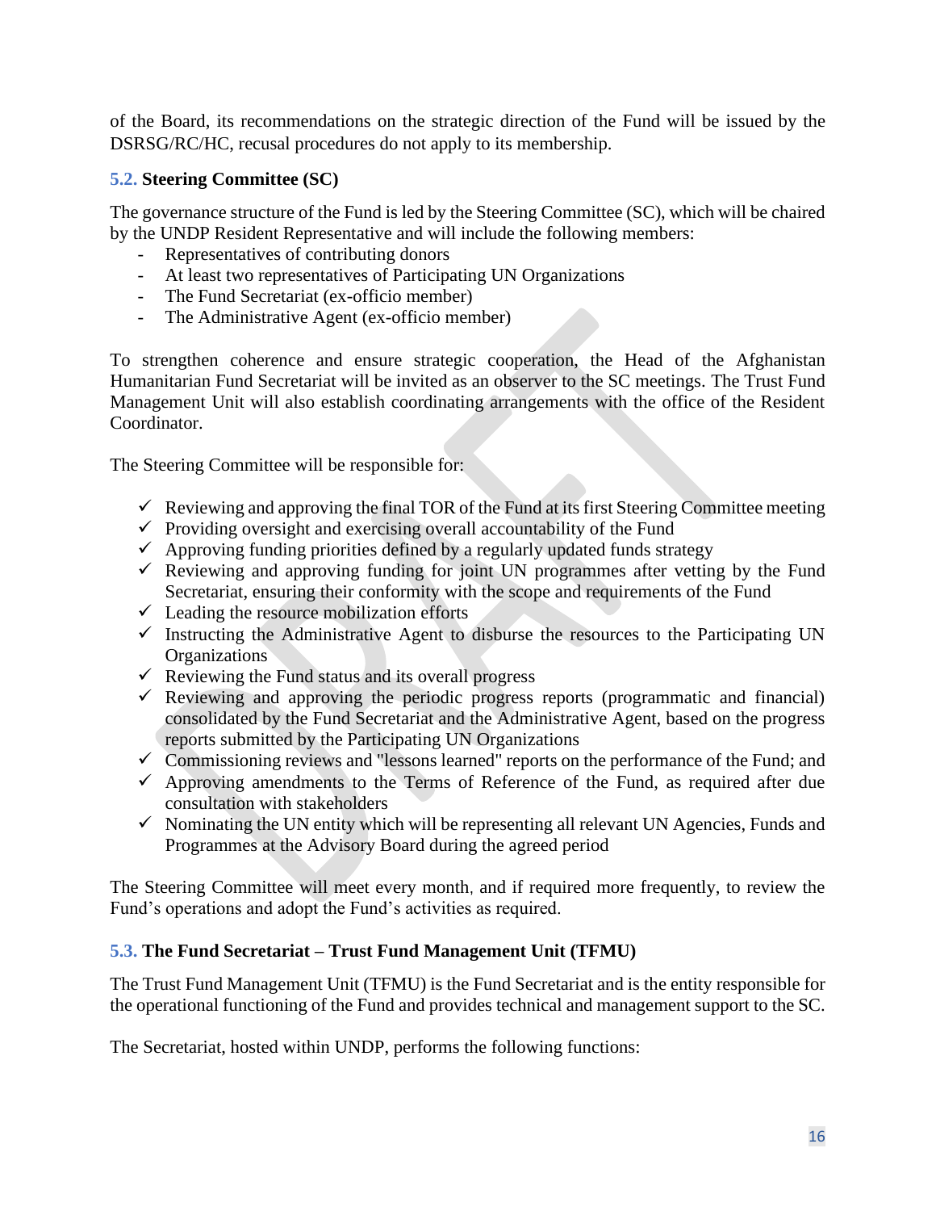of the Board, its recommendations on the strategic direction of the Fund will be issued by the DSRSG/RC/HC, recusal procedures do not apply to its membership.

### 5.2. Steering Committee (SC)

The governance structure of the Fund is led by the Steering Committee (SC), which will be chaired by the UNDP Resident Representative and will include the following members:

- Representatives of contributing donors
- At least two representatives of Participating UN Organizations
- The Fund Secretariat (ex-officio member)
- The Administrative Agent (ex-officio member)

To strengthen coherence and ensure strategic cooperation, the Head of the Afghanistan Humanitarian Fund Secretariat will be invited as an observer to the SC meetings. The Trust Fund Management Unit will also establish coordinating arrangements with the office of the Resident Coordinator.

The Steering Committee will be responsible for:

- ✓ Reviewing and approving the final TOR of the Fund at its first Steering Committee meeting
- ✓ Providing oversight and exercising overall accountability of the Fund
- ✓ Approving funding priorities defined by a regularly updated funds strategy
- ✓ Reviewing and approving funding for joint UN programmes after vetting by the Fund Secretariat, ensuring their conformity with the scope and requirements of the Fund
- ✓ Leading the resource mobilization efforts
- ✓ Instructing the Administrative Agent to disburse the resources to the Participating UN Organizations
- ✓ Reviewing the Fund status and its overall progress
- ✓ Reviewing and approving the periodic progress reports (programmatic and financial) consolidated by the Fund Secretariat and the Administrative Agent, based on the progress reports submitted by the Participating UN Organizations
- ✓ Commissioning reviews and "lessons learned" reports on the performance of the Fund; and
- ✓ Approving amendments to the Terms of Reference of the Fund, as required after due consultation with stakeholders
- ✓ Nominating the UN entity which will be representing all relevant UN Agencies, Funds and Programmes at the Advisory Board during the agreed period

The Steering Committee will meet every month, and if required more frequently, to review the Fund's operations and adopt the Fund's activities as required.

### 5.3. The Fund Secretariat – Trust Fund Management Unit (TFMU)

The Trust Fund Management Unit (TFMU) is the Fund Secretariat and is the entity responsible for the operational functioning of the Fund and provides technical and management support to the SC.

The Secretariat, hosted within UNDP, performs the following functions: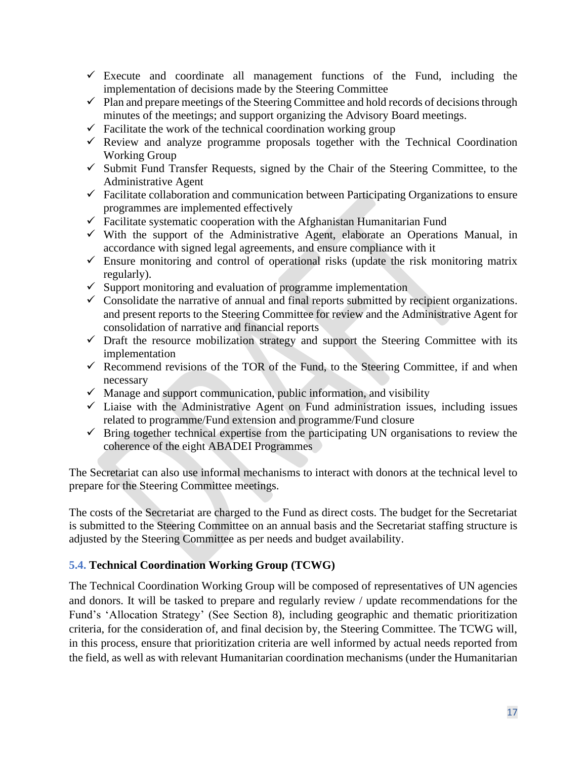- ✓ Execute and coordinate all management functions of the Fund, including the implementation of decisions made by the Steering Committee
- ✓ Plan and prepare meetings of the Steering Committee and hold records of decisions through minutes of the meetings; and support organizing the Advisory Board meetings.
- ✓ Facilitate the work of the technical coordination working group
- ✓ Review and analyze programme proposals together with the Technical Coordination Working Group
- ✓ Submit Fund Transfer Requests, signed by the Chair of the Steering Committee, to the Administrative Agent
- ✓ Facilitate collaboration and communication between Participating Organizations to ensure programmes are implemented effectively
- ✓ Facilitate systematic cooperation with the Afghanistan Humanitarian Fund
- ✓ With the support of the Administrative Agent, elaborate an Operations Manual, in accordance with signed legal agreements, and ensure compliance with it
- ✓ Ensure monitoring and control of operational risks (update the risk monitoring matrix regularly).
- ✓ Support monitoring and evaluation of programme implementation
- ✓ Consolidate the narrative of annual and final reports submitted by recipient organizations. and present reports to the Steering Committee for review and the Administrative Agent for consolidation of narrative and financial reports
- ✓ Draft the resource mobilization strategy and support the Steering Committee with its implementation
- ✓ Recommend revisions of the TOR of the Fund, to the Steering Committee, if and when necessary
- ✓ Manage and support communication, public information, and visibility
- ✓ Liaise with the Administrative Agent on Fund administration issues, including issues related to programme/Fund extension and programme/Fund closure
- ✓ Bring together technical expertise from the participating UN organisations to review the coherence of the eight ABADEI Programmes

The Secretariat can also use informal mechanisms to interact with donors at the technical level to prepare for the Steering Committee meetings.

The costs of the Secretariat are charged to the Fund as direct costs. The budget for the Secretariat is submitted to the Steering Committee on an annual basis and the Secretariat staffing structure is adjusted by the Steering Committee as per needs and budget availability.

### 5.4. Technical Coordination Working Group (TCWG)

The Technical Coordination Working Group will be composed of representatives of UN agencies and donors. It will be tasked to prepare and regularly review / update recommendations for the Fund's 'Allocation Strategy' (See Section 8), including geographic and thematic prioritization criteria, for the consideration of, and final decision by, the Steering Committee. The TCWG will, in this process, ensure that prioritization criteria are well informed by actual needs reported from the field, as well as with relevant Humanitarian coordination mechanisms (under the Humanitarian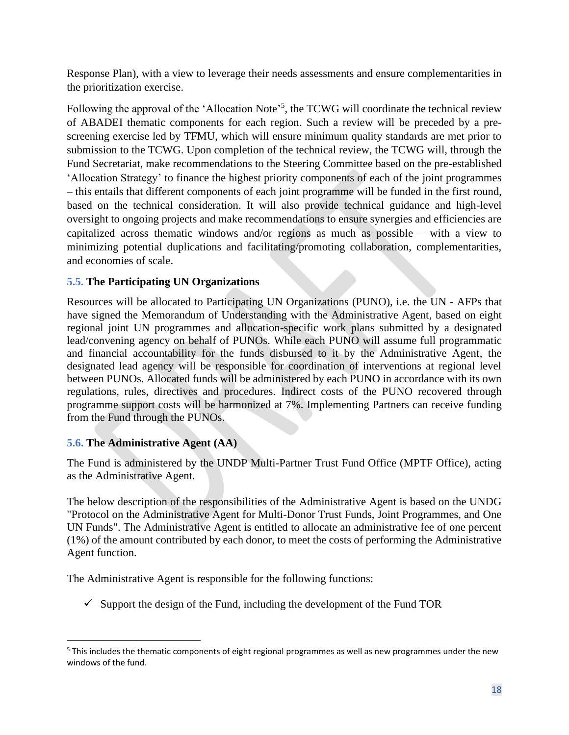Response Plan), with a view to leverage their needs assessments and ensure complementarities in the prioritization exercise.

Following the approval of the 'Allocation Note'[5], the TCWG will coordinate the technical review of ABADEI thematic components for each region. Such a review will be preceded by a pre-screening exercise led by TFMU, which will ensure minimum quality standards are met prior to submission to the TCWG. Upon completion of the technical review, the TCWG will, through the Fund Secretariat, make recommendations to the Steering Committee based on the pre-established 'Allocation Strategy' to finance the highest priority components of each of the joint programmes – this entails that different components of each joint programme will be funded in the first round, based on the technical consideration. It will also provide technical guidance and high-level oversight to ongoing projects and make recommendations to ensure synergies and efficiencies are capitalized across thematic windows and/or regions as much as possible – with a view to minimizing potential duplications and facilitating/promoting collaboration, complementarities, and economies of scale.

### 5.5. The Participating UN Organizations

Resources will be allocated to Participating UN Organizations (PUNO), i.e. the UN - AFPs that have signed the Memorandum of Understanding with the Administrative Agent, based on eight regional joint UN programmes and allocation-specific work plans submitted by a designated lead/convening agency on behalf of PUNOs. While each PUNO will assume full programmatic and financial accountability for the funds disbursed to it by the Administrative Agent, the designated lead agency will be responsible for coordination of interventions at regional level between PUNOs. Allocated funds will be administered by each PUNO in accordance with its own regulations, rules, directives and procedures. Indirect costs of the PUNO recovered through programme support costs will be harmonized at 7%. Implementing Partners can receive funding from the Fund through the PUNOs.

### 5.6. The Administrative Agent (AA)

The Fund is administered by the UNDP Multi-Partner Trust Fund Office (MPTF Office), acting as the Administrative Agent.

The below description of the responsibilities of the Administrative Agent is based on the UNDG "Protocol on the Administrative Agent for Multi-Donor Trust Funds, Joint Programmes, and One UN Funds". The Administrative Agent is entitled to allocate an administrative fee of one percent (1%) of the amount contributed by each donor, to meet the costs of performing the Administrative Agent function.

The Administrative Agent is responsible for the following functions:

- ✓ Support the design of the Fund, including the development of the Fund TOR

[5] This includes the thematic components of eight regional programmes as well as new programmes under the new windows of the fund.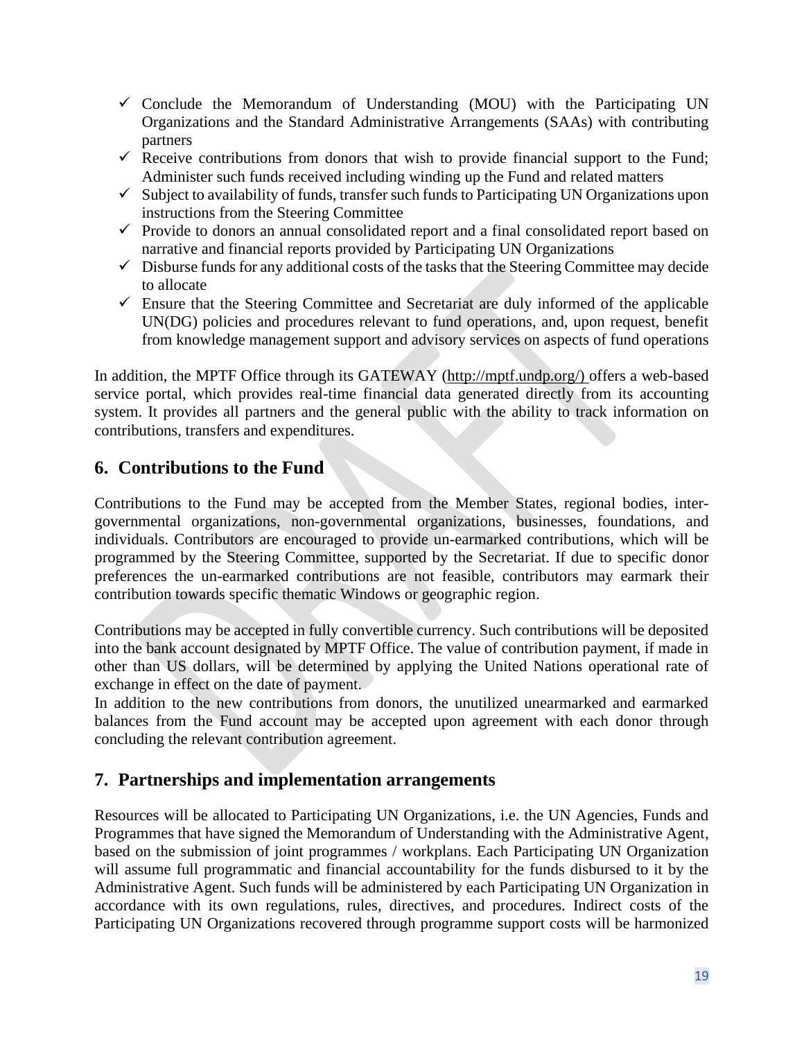- ✓ Conclude the Memorandum of Understanding (MOU) with the Participating UN Organizations and the Standard Administrative Arrangements (SAAs) with contributing partners
- ✓ Receive contributions from donors that wish to provide financial support to the Fund; Administer such funds received including winding up the Fund and related matters
- ✓ Subject to availability of funds, transfer such funds to Participating UN Organizations upon instructions from the Steering Committee
- ✓ Provide to donors an annual consolidated report and a final consolidated report based on narrative and financial reports provided by Participating UN Organizations
- ✓ Disburse funds for any additional costs of the tasks that the Steering Committee may decide to allocate
- ✓ Ensure that the Steering Committee and Secretariat are duly informed of the applicable UN(DG) policies and procedures relevant to fund operations, and, upon request, benefit from knowledge management support and advisory services on aspects of fund operations

In addition, the MPTF Office through its GATEWAY (http://mptf.undp.org/) offers a web-based service portal, which provides real-time financial data generated directly from its accounting system. It provides all partners and the general public with the ability to track information on contributions, transfers and expenditures.

## 6. Contributions to the Fund

Contributions to the Fund may be accepted from the Member States, regional bodies, inter-governmental organizations, non-governmental organizations, businesses, foundations, and individuals. Contributors are encouraged to provide un-earmarked contributions, which will be programmed by the Steering Committee, supported by the Secretariat. If due to specific donor preferences the un-earmarked contributions are not feasible, contributors may earmark their contribution towards specific thematic Windows or geographic region.

Contributions may be accepted in fully convertible currency. Such contributions will be deposited into the bank account designated by MPTF Office. The value of contribution payment, if made in other than US dollars, will be determined by applying the United Nations operational rate of exchange in effect on the date of payment.
In addition to the new contributions from donors, the unutilized unearmarked and earmarked balances from the Fund account may be accepted upon agreement with each donor through concluding the relevant contribution agreement.

## 7. Partnerships and implementation arrangements

Resources will be allocated to Participating UN Organizations, i.e. the UN Agencies, Funds and Programmes that have signed the Memorandum of Understanding with the Administrative Agent, based on the submission of joint programmes / workplans. Each Participating UN Organization will assume full programmatic and financial accountability for the funds disbursed to it by the Administrative Agent. Such funds will be administered by each Participating UN Organization in accordance with its own regulations, rules, directives, and procedures. Indirect costs of the Participating UN Organizations recovered through programme support costs will be harmonized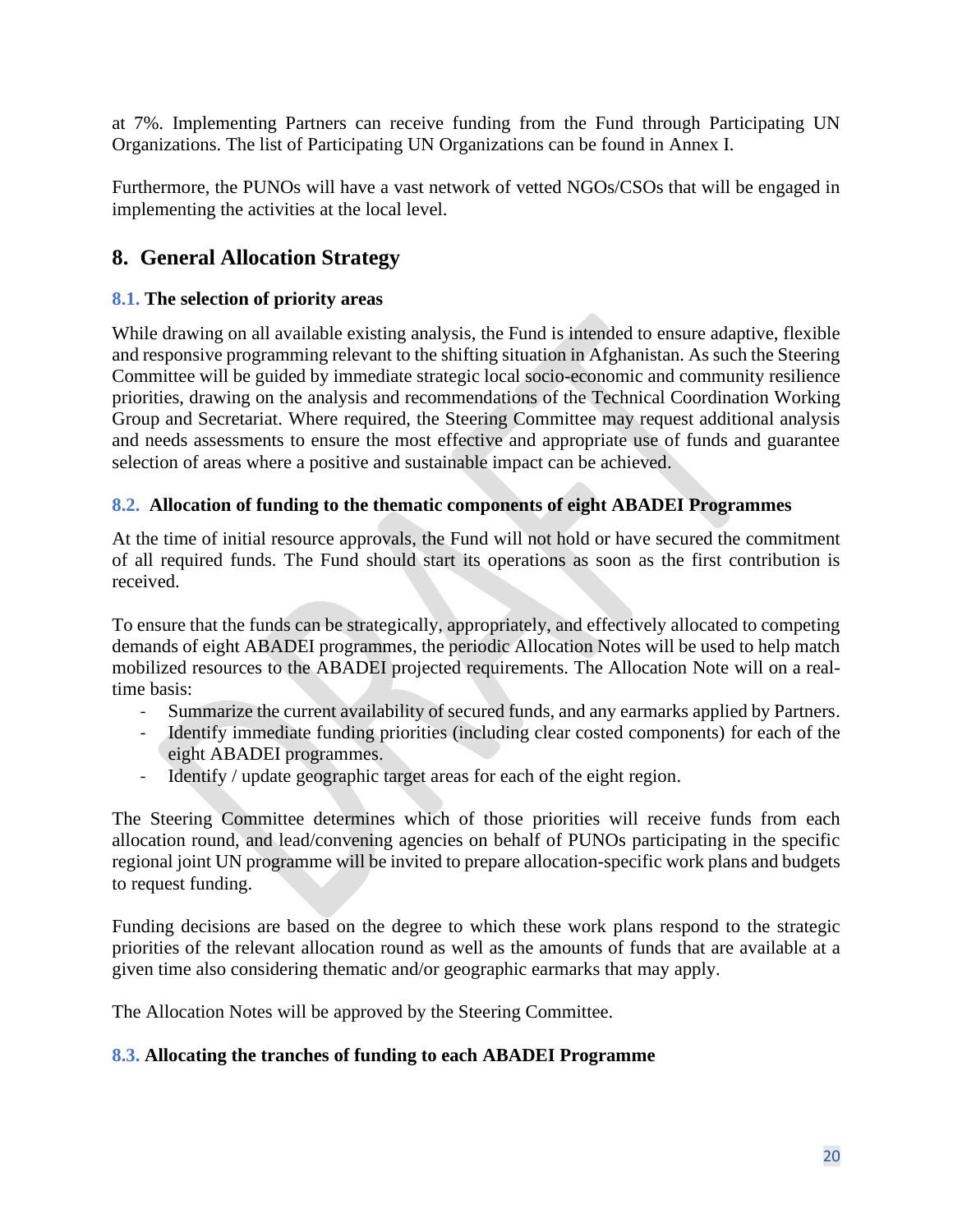at 7%. Implementing Partners can receive funding from the Fund through Participating UN Organizations. The list of Participating UN Organizations can be found in Annex I.

Furthermore, the PUNOs will have a vast network of vetted NGOs/CSOs that will be engaged in implementing the activities at the local level.

## 8. General Allocation Strategy

### 8.1. The selection of priority areas

While drawing on all available existing analysis, the Fund is intended to ensure adaptive, flexible and responsive programming relevant to the shifting situation in Afghanistan. As such the Steering Committee will be guided by immediate strategic local socio-economic and community resilience priorities, drawing on the analysis and recommendations of the Technical Coordination Working Group and Secretariat. Where required, the Steering Committee may request additional analysis and needs assessments to ensure the most effective and appropriate use of funds and guarantee selection of areas where a positive and sustainable impact can be achieved.

### 8.2. Allocation of funding to the thematic components of eight ABADEI Programmes

At the time of initial resource approvals, the Fund will not hold or have secured the commitment of all required funds. The Fund should start its operations as soon as the first contribution is received.

To ensure that the funds can be strategically, appropriately, and effectively allocated to competing demands of eight ABADEI programmes, the periodic Allocation Notes will be used to help match mobilized resources to the ABADEI projected requirements. The Allocation Note will on a real-time basis:

- Summarize the current availability of secured funds, and any earmarks applied by Partners.
- Identify immediate funding priorities (including clear costed components) for each of the eight ABADEI programmes.
- Identify / update geographic target areas for each of the eight region.

The Steering Committee determines which of those priorities will receive funds from each allocation round, and lead/convening agencies on behalf of PUNOs participating in the specific regional joint UN programme will be invited to prepare allocation-specific work plans and budgets to request funding.

Funding decisions are based on the degree to which these work plans respond to the strategic priorities of the relevant allocation round as well as the amounts of funds that are available at a given time also considering thematic and/or geographic earmarks that may apply.

The Allocation Notes will be approved by the Steering Committee.

### 8.3. Allocating the tranches of funding to each ABADEI Programme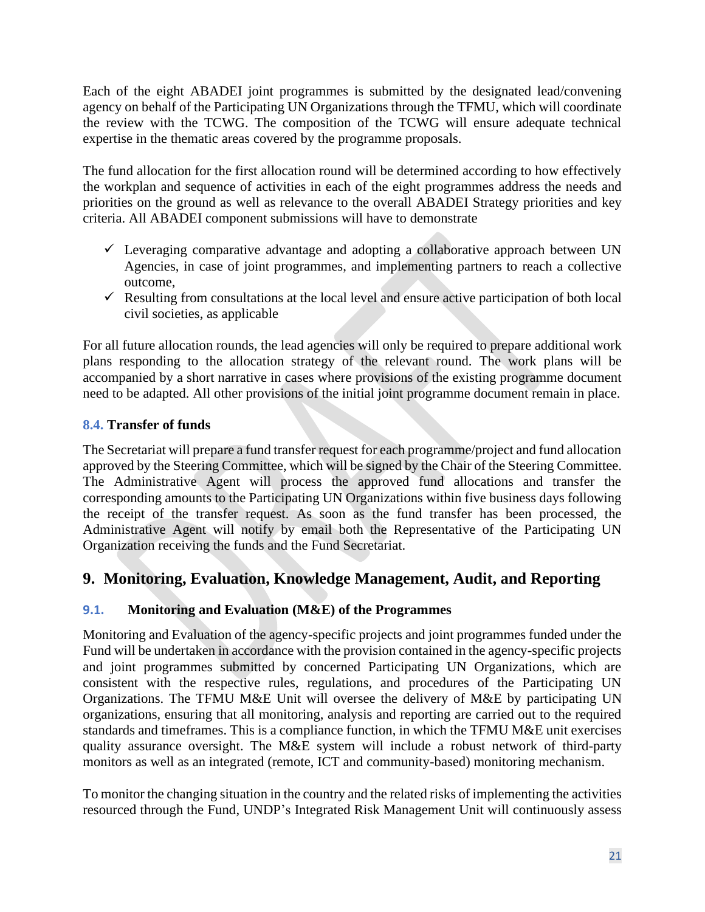Each of the eight ABADEI joint programmes is submitted by the designated lead/convening agency on behalf of the Participating UN Organizations through the TFMU, which will coordinate the review with the TCWG. The composition of the TCWG will ensure adequate technical expertise in the thematic areas covered by the programme proposals.

The fund allocation for the first allocation round will be determined according to how effectively the workplan and sequence of activities in each of the eight programmes address the needs and priorities on the ground as well as relevance to the overall ABADEI Strategy priorities and key criteria. All ABADEI component submissions will have to demonstrate

- ✓ Leveraging comparative advantage and adopting a collaborative approach between UN Agencies, in case of joint programmes, and implementing partners to reach a collective outcome,
- ✓ Resulting from consultations at the local level and ensure active participation of both local civil societies, as applicable

For all future allocation rounds, the lead agencies will only be required to prepare additional work plans responding to the allocation strategy of the relevant round. The work plans will be accompanied by a short narrative in cases where provisions of the existing programme document need to be adapted. All other provisions of the initial joint programme document remain in place.

### 8.4. Transfer of funds

The Secretariat will prepare a fund transfer request for each programme/project and fund allocation approved by the Steering Committee, which will be signed by the Chair of the Steering Committee. The Administrative Agent will process the approved fund allocations and transfer the corresponding amounts to the Participating UN Organizations within five business days following the receipt of the transfer request. As soon as the fund transfer has been processed, the Administrative Agent will notify by email both the Representative of the Participating UN Organization receiving the funds and the Fund Secretariat.

## 9. Monitoring, Evaluation, Knowledge Management, Audit, and Reporting

### 9.1. Monitoring and Evaluation (M&E) of the Programmes

Monitoring and Evaluation of the agency-specific projects and joint programmes funded under the Fund will be undertaken in accordance with the provision contained in the agency-specific projects and joint programmes submitted by concerned Participating UN Organizations, which are consistent with the respective rules, regulations, and procedures of the Participating UN Organizations. The TFMU M&E Unit will oversee the delivery of M&E by participating UN organizations, ensuring that all monitoring, analysis and reporting are carried out to the required standards and timeframes. This is a compliance function, in which the TFMU M&E unit exercises quality assurance oversight. The M&E system will include a robust network of third-party monitors as well as an integrated (remote, ICT and community-based) monitoring mechanism.

To monitor the changing situation in the country and the related risks of implementing the activities resourced through the Fund, UNDP's Integrated Risk Management Unit will continuously assess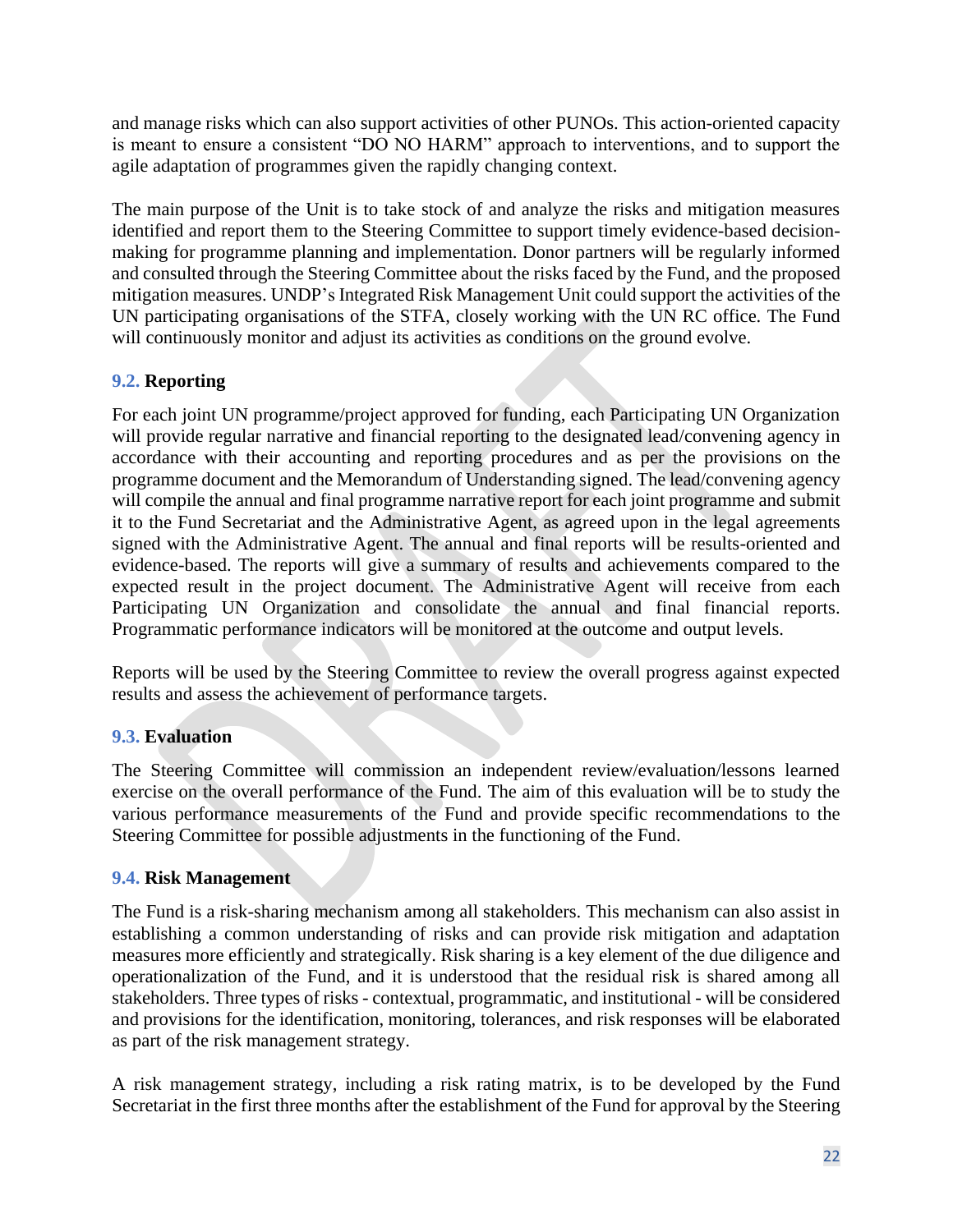and manage risks which can also support activities of other PUNOs. This action-oriented capacity is meant to ensure a consistent "DO NO HARM" approach to interventions, and to support the agile adaptation of programmes given the rapidly changing context.

The main purpose of the Unit is to take stock of and analyze the risks and mitigation measures identified and report them to the Steering Committee to support timely evidence-based decision-making for programme planning and implementation. Donor partners will be regularly informed and consulted through the Steering Committee about the risks faced by the Fund, and the proposed mitigation measures. UNDP's Integrated Risk Management Unit could support the activities of the UN participating organisations of the STFA, closely working with the UN RC office. The Fund will continuously monitor and adjust its activities as conditions on the ground evolve.

### 9.2. Reporting

For each joint UN programme/project approved for funding, each Participating UN Organization will provide regular narrative and financial reporting to the designated lead/convening agency in accordance with their accounting and reporting procedures and as per the provisions on the programme document and the Memorandum of Understanding signed. The lead/convening agency will compile the annual and final programme narrative report for each joint programme and submit it to the Fund Secretariat and the Administrative Agent, as agreed upon in the legal agreements signed with the Administrative Agent. The annual and final reports will be results-oriented and evidence-based. The reports will give a summary of results and achievements compared to the expected result in the project document. The Administrative Agent will receive from each Participating UN Organization and consolidate the annual and final financial reports. Programmatic performance indicators will be monitored at the outcome and output levels.

Reports will be used by the Steering Committee to review the overall progress against expected results and assess the achievement of performance targets.

### 9.3. Evaluation

The Steering Committee will commission an independent review/evaluation/lessons learned exercise on the overall performance of the Fund. The aim of this evaluation will be to study the various performance measurements of the Fund and provide specific recommendations to the Steering Committee for possible adjustments in the functioning of the Fund.

### 9.4. Risk Management

The Fund is a risk-sharing mechanism among all stakeholders. This mechanism can also assist in establishing a common understanding of risks and can provide risk mitigation and adaptation measures more efficiently and strategically. Risk sharing is a key element of the due diligence and operationalization of the Fund, and it is understood that the residual risk is shared among all stakeholders. Three types of risks - contextual, programmatic, and institutional - will be considered and provisions for the identification, monitoring, tolerances, and risk responses will be elaborated as part of the risk management strategy.

A risk management strategy, including a risk rating matrix, is to be developed by the Fund Secretariat in the first three months after the establishment of the Fund for approval by the Steering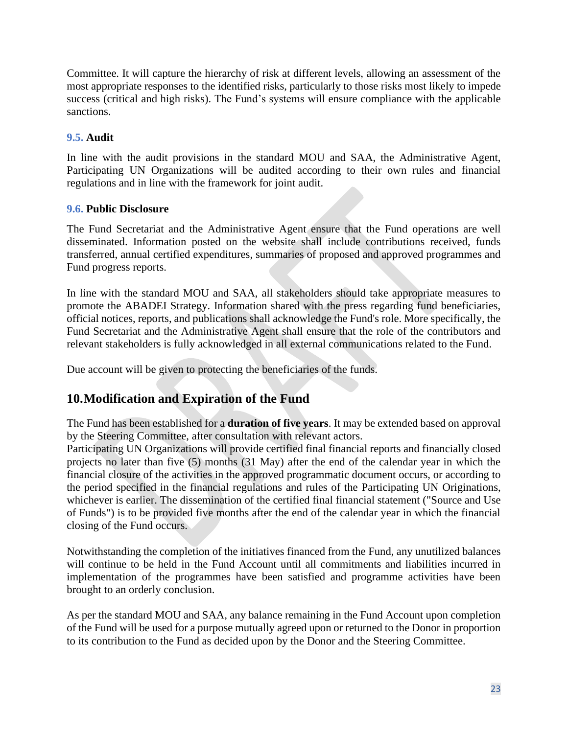Committee. It will capture the hierarchy of risk at different levels, allowing an assessment of the most appropriate responses to the identified risks, particularly to those risks most likely to impede success (critical and high risks). The Fund's systems will ensure compliance with the applicable sanctions.

### 9.5. Audit

In line with the audit provisions in the standard MOU and SAA, the Administrative Agent, Participating UN Organizations will be audited according to their own rules and financial regulations and in line with the framework for joint audit.

### 9.6. Public Disclosure

The Fund Secretariat and the Administrative Agent ensure that the Fund operations are well disseminated. Information posted on the website shall include contributions received, funds transferred, annual certified expenditures, summaries of proposed and approved programmes and Fund progress reports.

In line with the standard MOU and SAA, all stakeholders should take appropriate measures to promote the ABADEI Strategy. Information shared with the press regarding fund beneficiaries, official notices, reports, and publications shall acknowledge the Fund's role. More specifically, the Fund Secretariat and the Administrative Agent shall ensure that the role of the contributors and relevant stakeholders is fully acknowledged in all external communications related to the Fund.

Due account will be given to protecting the beneficiaries of the funds.

## 10.Modification and Expiration of the Fund

The Fund has been established for a **duration of five years**. It may be extended based on approval by the Steering Committee, after consultation with relevant actors.
Participating UN Organizations will provide certified final financial reports and financially closed projects no later than five (5) months (31 May) after the end of the calendar year in which the financial closure of the activities in the approved programmatic document occurs, or according to the period specified in the financial regulations and rules of the Participating UN Originations, whichever is earlier. The dissemination of the certified final financial statement ("Source and Use of Funds") is to be provided five months after the end of the calendar year in which the financial closing of the Fund occurs.

Notwithstanding the completion of the initiatives financed from the Fund, any unutilized balances will continue to be held in the Fund Account until all commitments and liabilities incurred in implementation of the programmes have been satisfied and programme activities have been brought to an orderly conclusion.

As per the standard MOU and SAA, any balance remaining in the Fund Account upon completion of the Fund will be used for a purpose mutually agreed upon or returned to the Donor in proportion to its contribution to the Fund as decided upon by the Donor and the Steering Committee.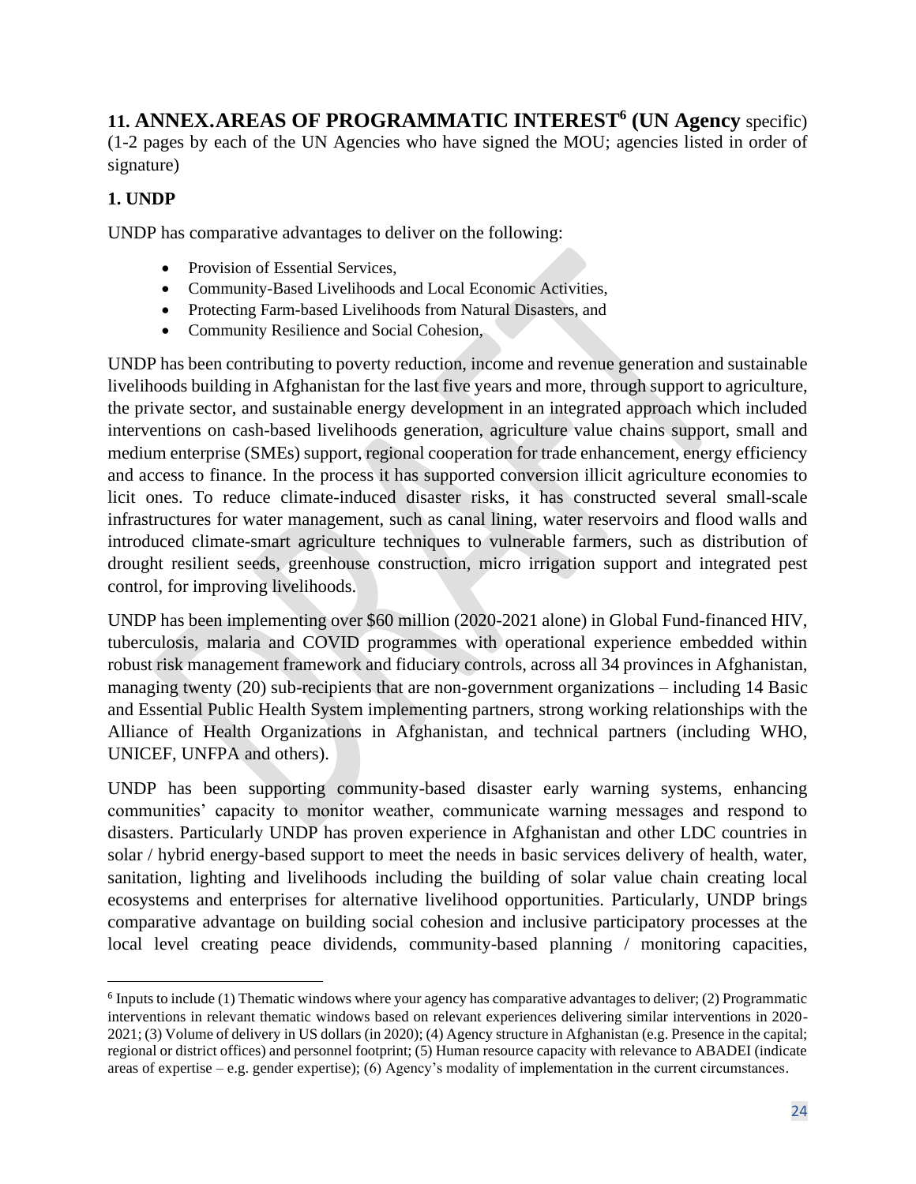## 11. ANNEX.AREAS OF PROGRAMMATIC INTEREST[6] (UN Agency specific)

(1-2 pages by each of the UN Agencies who have signed the MOU; agencies listed in order of signature)

### 1. UNDP

UNDP has comparative advantages to deliver on the following:

- Provision of Essential Services,
- Community-Based Livelihoods and Local Economic Activities,
- Protecting Farm-based Livelihoods from Natural Disasters, and
- Community Resilience and Social Cohesion,

UNDP has been contributing to poverty reduction, income and revenue generation and sustainable livelihoods building in Afghanistan for the last five years and more, through support to agriculture, the private sector, and sustainable energy development in an integrated approach which included interventions on cash-based livelihoods generation, agriculture value chains support, small and medium enterprise (SMEs) support, regional cooperation for trade enhancement, energy efficiency and access to finance. In the process it has supported conversion illicit agriculture economies to licit ones. To reduce climate-induced disaster risks, it has constructed several small-scale infrastructures for water management, such as canal lining, water reservoirs and flood walls and introduced climate-smart agriculture techniques to vulnerable farmers, such as distribution of drought resilient seeds, greenhouse construction, micro irrigation support and integrated pest control, for improving livelihoods.

UNDP has been implementing over $60 million (2020-2021 alone) in Global Fund-financed HIV, tuberculosis, malaria and COVID programmes with operational experience embedded within robust risk management framework and fiduciary controls, across all 34 provinces in Afghanistan, managing twenty (20) sub-recipients that are non-government organizations – including 14 Basic and Essential Public Health System implementing partners, strong working relationships with the Alliance of Health Organizations in Afghanistan, and technical partners (including WHO, UNICEF, UNFPA and others).

UNDP has been supporting community-based disaster early warning systems, enhancing communities' capacity to monitor weather, communicate warning messages and respond to disasters. Particularly UNDP has proven experience in Afghanistan and other LDC countries in solar / hybrid energy-based support to meet the needs in basic services delivery of health, water, sanitation, lighting and livelihoods including the building of solar value chain creating local ecosystems and enterprises for alternative livelihood opportunities. Particularly, UNDP brings comparative advantage on building social cohesion and inclusive participatory processes at the local level creating peace dividends, community-based planning / monitoring capacities,

---

[6] Inputs to include (1) Thematic windows where your agency has comparative advantages to deliver; (2) Programmatic interventions in relevant thematic windows based on relevant experiences delivering similar interventions in 2020-2021; (3) Volume of delivery in US dollars (in 2020); (4) Agency structure in Afghanistan (e.g. Presence in the capital; regional or district offices) and personnel footprint; (5) Human resource capacity with relevance to ABADEI (indicate areas of expertise – e.g. gender expertise); (6) Agency's modality of implementation in the current circumstances.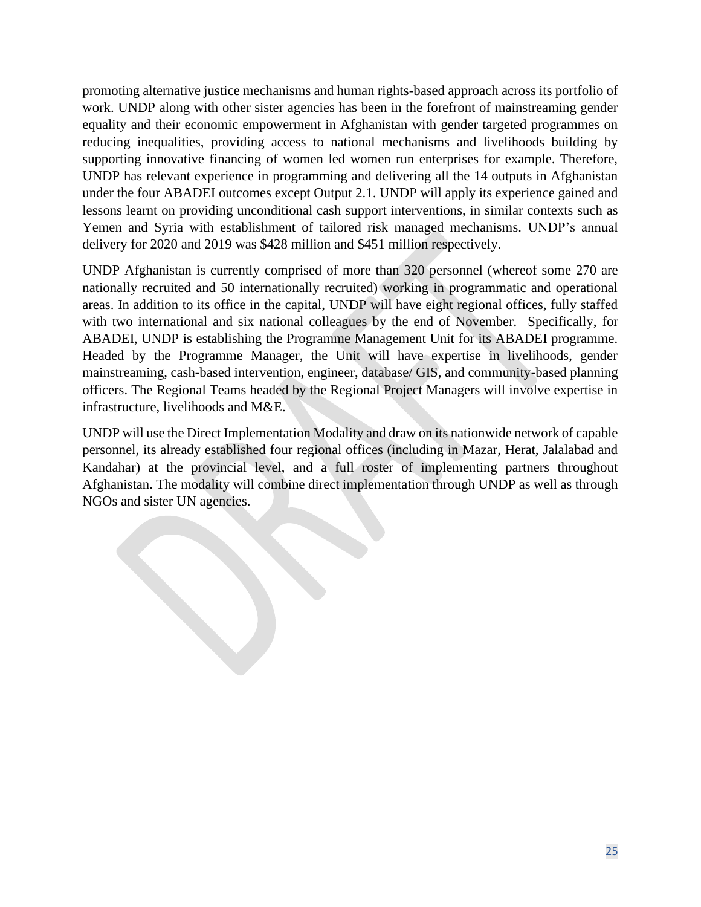promoting alternative justice mechanisms and human rights-based approach across its portfolio of work. UNDP along with other sister agencies has been in the forefront of mainstreaming gender equality and their economic empowerment in Afghanistan with gender targeted programmes on reducing inequalities, providing access to national mechanisms and livelihoods building by supporting innovative financing of women led women run enterprises for example. Therefore, UNDP has relevant experience in programming and delivering all the 14 outputs in Afghanistan under the four ABADEI outcomes except Output 2.1. UNDP will apply its experience gained and lessons learnt on providing unconditional cash support interventions, in similar contexts such as Yemen and Syria with establishment of tailored risk managed mechanisms. UNDP's annual delivery for 2020 and 2019 was $428 million and $451 million respectively.

UNDP Afghanistan is currently comprised of more than 320 personnel (whereof some 270 are nationally recruited and 50 internationally recruited) working in programmatic and operational areas. In addition to its office in the capital, UNDP will have eight regional offices, fully staffed with two international and six national colleagues by the end of November. Specifically, for ABADEI, UNDP is establishing the Programme Management Unit for its ABADEI programme. Headed by the Programme Manager, the Unit will have expertise in livelihoods, gender mainstreaming, cash-based intervention, engineer, database/ GIS, and community-based planning officers. The Regional Teams headed by the Regional Project Managers will involve expertise in infrastructure, livelihoods and M&E.

UNDP will use the Direct Implementation Modality and draw on its nationwide network of capable personnel, its already established four regional offices (including in Mazar, Herat, Jalalabad and Kandahar) at the provincial level, and a full roster of implementing partners throughout Afghanistan. The modality will combine direct implementation through UNDP as well as through NGOs and sister UN agencies.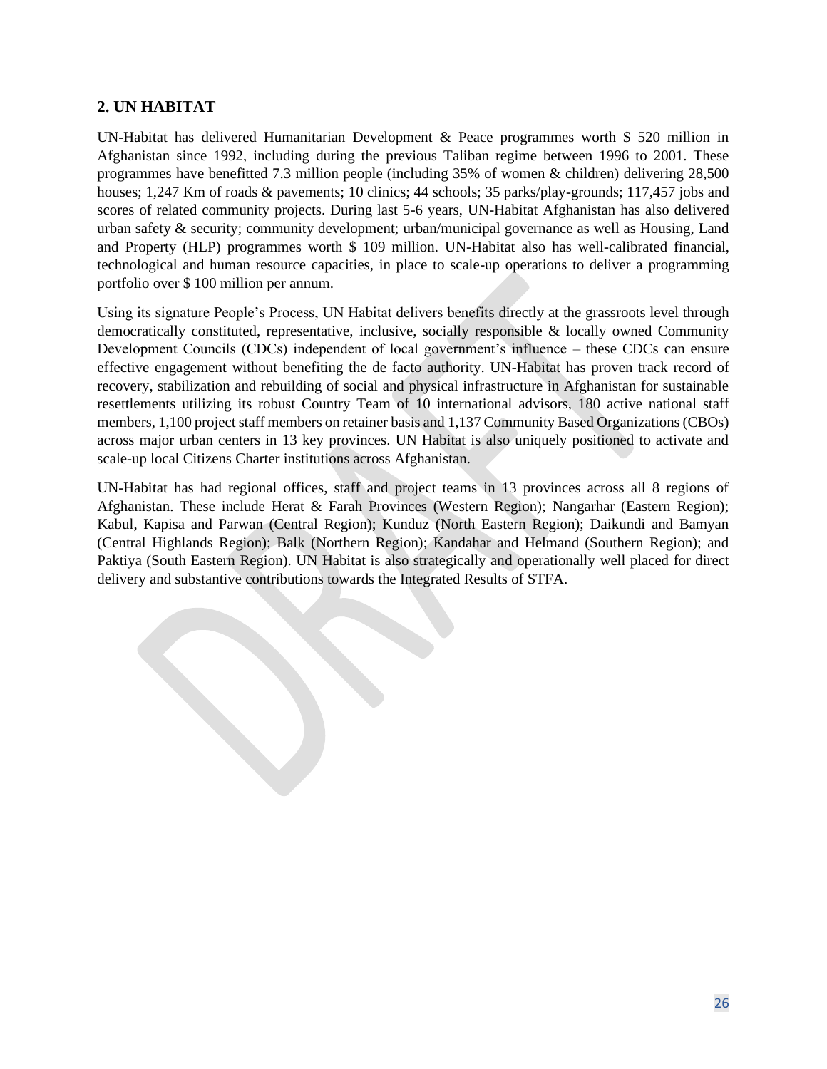## 2. UN HABITAT

UN-Habitat has delivered Humanitarian Development & Peace programmes worth $ 520 million in Afghanistan since 1992, including during the previous Taliban regime between 1996 to 2001. These programmes have benefitted 7.3 million people (including 35% of women & children) delivering 28,500 houses; 1,247 Km of roads & pavements; 10 clinics; 44 schools; 35 parks/play-grounds; 117,457 jobs and scores of related community projects. During last 5-6 years, UN-Habitat Afghanistan has also delivered urban safety & security; community development; urban/municipal governance as well as Housing, Land and Property (HLP) programmes worth $ 109 million. UN-Habitat also has well-calibrated financial, technological and human resource capacities, in place to scale-up operations to deliver a programming portfolio over $ 100 million per annum.

Using its signature People's Process, UN Habitat delivers benefits directly at the grassroots level through democratically constituted, representative, inclusive, socially responsible & locally owned Community Development Councils (CDCs) independent of local government's influence – these CDCs can ensure effective engagement without benefiting the de facto authority. UN-Habitat has proven track record of recovery, stabilization and rebuilding of social and physical infrastructure in Afghanistan for sustainable resettlements utilizing its robust Country Team of 10 international advisors, 180 active national staff members, 1,100 project staff members on retainer basis and 1,137 Community Based Organizations (CBOs) across major urban centers in 13 key provinces. UN Habitat is also uniquely positioned to activate and scale-up local Citizens Charter institutions across Afghanistan.

UN-Habitat has had regional offices, staff and project teams in 13 provinces across all 8 regions of Afghanistan. These include Herat & Farah Provinces (Western Region); Nangarhar (Eastern Region); Kabul, Kapisa and Parwan (Central Region); Kunduz (North Eastern Region); Daikundi and Bamyan (Central Highlands Region); Balk (Northern Region); Kandahar and Helmand (Southern Region); and Paktiya (South Eastern Region). UN Habitat is also strategically and operationally well placed for direct delivery and substantive contributions towards the Integrated Results of STFA.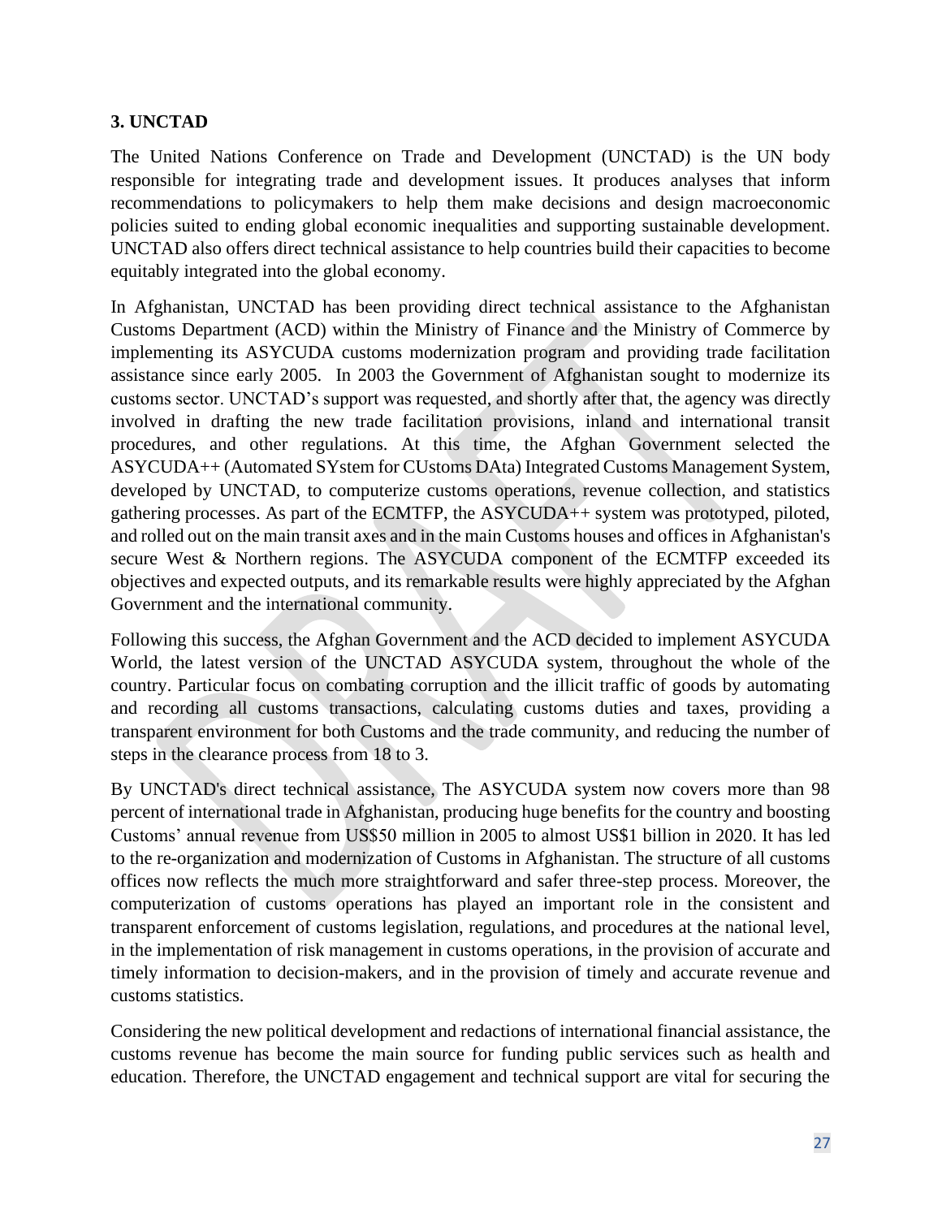### 3. UNCTAD

The United Nations Conference on Trade and Development (UNCTAD) is the UN body responsible for integrating trade and development issues. It produces analyses that inform recommendations to policymakers to help them make decisions and design macroeconomic policies suited to ending global economic inequalities and supporting sustainable development. UNCTAD also offers direct technical assistance to help countries build their capacities to become equitably integrated into the global economy.

In Afghanistan, UNCTAD has been providing direct technical assistance to the Afghanistan Customs Department (ACD) within the Ministry of Finance and the Ministry of Commerce by implementing its ASYCUDA customs modernization program and providing trade facilitation assistance since early 2005. In 2003 the Government of Afghanistan sought to modernize its customs sector. UNCTAD's support was requested, and shortly after that, the agency was directly involved in drafting the new trade facilitation provisions, inland and international transit procedures, and other regulations. At this time, the Afghan Government selected the ASYCUDA++ (Automated SYstem for CUstoms DAta) Integrated Customs Management System, developed by UNCTAD, to computerize customs operations, revenue collection, and statistics gathering processes. As part of the ECMTFP, the ASYCUDA++ system was prototyped, piloted, and rolled out on the main transit axes and in the main Customs houses and offices in Afghanistan's secure West & Northern regions. The ASYCUDA component of the ECMTFP exceeded its objectives and expected outputs, and its remarkable results were highly appreciated by the Afghan Government and the international community.

Following this success, the Afghan Government and the ACD decided to implement ASYCUDA World, the latest version of the UNCTAD ASYCUDA system, throughout the whole of the country. Particular focus on combating corruption and the illicit traffic of goods by automating and recording all customs transactions, calculating customs duties and taxes, providing a transparent environment for both Customs and the trade community, and reducing the number of steps in the clearance process from 18 to 3.

By UNCTAD's direct technical assistance, The ASYCUDA system now covers more than 98 percent of international trade in Afghanistan, producing huge benefits for the country and boosting Customs' annual revenue from US$50 million in 2005 to almost US$1 billion in 2020. It has led to the re-organization and modernization of Customs in Afghanistan. The structure of all customs offices now reflects the much more straightforward and safer three-step process. Moreover, the computerization of customs operations has played an important role in the consistent and transparent enforcement of customs legislation, regulations, and procedures at the national level, in the implementation of risk management in customs operations, in the provision of accurate and timely information to decision-makers, and in the provision of timely and accurate revenue and customs statistics.

Considering the new political development and redactions of international financial assistance, the customs revenue has become the main source for funding public services such as health and education. Therefore, the UNCTAD engagement and technical support are vital for securing the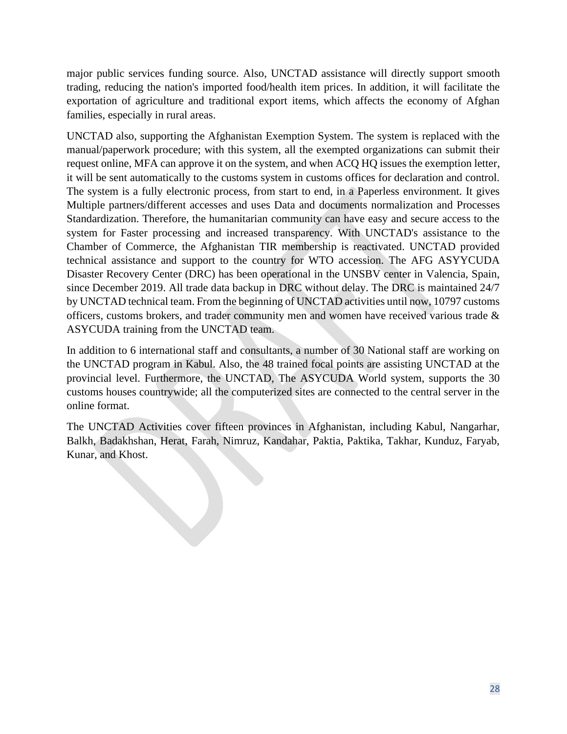major public services funding source. Also, UNCTAD assistance will directly support smooth trading, reducing the nation's imported food/health item prices. In addition, it will facilitate the exportation of agriculture and traditional export items, which affects the economy of Afghan families, especially in rural areas.

UNCTAD also, supporting the Afghanistan Exemption System. The system is replaced with the manual/paperwork procedure; with this system, all the exempted organizations can submit their request online, MFA can approve it on the system, and when ACQ HQ issues the exemption letter, it will be sent automatically to the customs system in customs offices for declaration and control. The system is a fully electronic process, from start to end, in a Paperless environment. It gives Multiple partners/different accesses and uses Data and documents normalization and Processes Standardization. Therefore, the humanitarian community can have easy and secure access to the system for Faster processing and increased transparency. With UNCTAD's assistance to the Chamber of Commerce, the Afghanistan TIR membership is reactivated. UNCTAD provided technical assistance and support to the country for WTO accession. The AFG ASYYCUDA Disaster Recovery Center (DRC) has been operational in the UNSBV center in Valencia, Spain, since December 2019. All trade data backup in DRC without delay. The DRC is maintained 24/7 by UNCTAD technical team. From the beginning of UNCTAD activities until now, 10797 customs officers, customs brokers, and trader community men and women have received various trade & ASYCUDA training from the UNCTAD team.

In addition to 6 international staff and consultants, a number of 30 National staff are working on the UNCTAD program in Kabul. Also, the 48 trained focal points are assisting UNCTAD at the provincial level. Furthermore, the UNCTAD, The ASYCUDA World system, supports the 30 customs houses countrywide; all the computerized sites are connected to the central server in the online format.

The UNCTAD Activities cover fifteen provinces in Afghanistan, including Kabul, Nangarhar, Balkh, Badakhshan, Herat, Farah, Nimruz, Kandahar, Paktia, Paktika, Takhar, Kunduz, Faryab, Kunar, and Khost.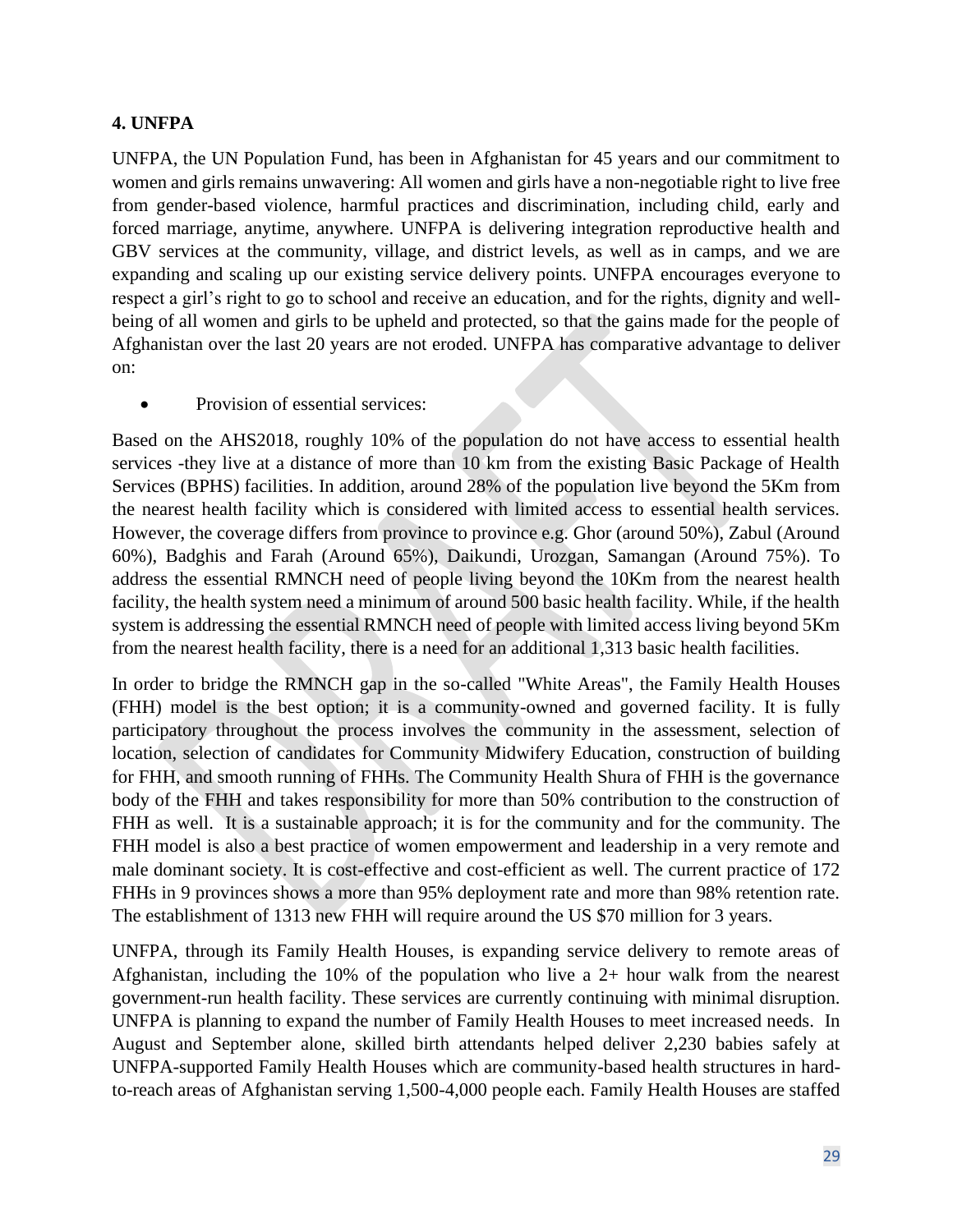## 4. UNFPA

UNFPA, the UN Population Fund, has been in Afghanistan for 45 years and our commitment to women and girls remains unwavering: All women and girls have a non-negotiable right to live free from gender-based violence, harmful practices and discrimination, including child, early and forced marriage, anytime, anywhere. UNFPA is delivering integration reproductive health and GBV services at the community, village, and district levels, as well as in camps, and we are expanding and scaling up our existing service delivery points. UNFPA encourages everyone to respect a girl's right to go to school and receive an education, and for the rights, dignity and well-being of all women and girls to be upheld and protected, so that the gains made for the people of Afghanistan over the last 20 years are not eroded. UNFPA has comparative advantage to deliver on:

- Provision of essential services:

Based on the AHS2018, roughly 10% of the population do not have access to essential health services -they live at a distance of more than 10 km from the existing Basic Package of Health Services (BPHS) facilities. In addition, around 28% of the population live beyond the 5Km from the nearest health facility which is considered with limited access to essential health services. However, the coverage differs from province to province e.g. Ghor (around 50%), Zabul (Around 60%), Badghis and Farah (Around 65%), Daikundi, Urozgan, Samangan (Around 75%). To address the essential RMNCH need of people living beyond the 10Km from the nearest health facility, the health system need a minimum of around 500 basic health facility. While, if the health system is addressing the essential RMNCH need of people with limited access living beyond 5Km from the nearest health facility, there is a need for an additional 1,313 basic health facilities.

In order to bridge the RMNCH gap in the so-called "White Areas", the Family Health Houses (FHH) model is the best option; it is a community-owned and governed facility. It is fully participatory throughout the process involves the community in the assessment, selection of location, selection of candidates for Community Midwifery Education, construction of building for FHH, and smooth running of FHHs. The Community Health Shura of FHH is the governance body of the FHH and takes responsibility for more than 50% contribution to the construction of FHH as well. It is a sustainable approach; it is for the community and for the community. The FHH model is also a best practice of women empowerment and leadership in a very remote and male dominant society. It is cost-effective and cost-efficient as well. The current practice of 172 FHHs in 9 provinces shows a more than 95% deployment rate and more than 98% retention rate. The establishment of 1313 new FHH will require around the US $70 million for 3 years.

UNFPA, through its Family Health Houses, is expanding service delivery to remote areas of Afghanistan, including the 10% of the population who live a 2+ hour walk from the nearest government-run health facility. These services are currently continuing with minimal disruption. UNFPA is planning to expand the number of Family Health Houses to meet increased needs. In August and September alone, skilled birth attendants helped deliver 2,230 babies safely at UNFPA-supported Family Health Houses which are community-based health structures in hard-to-reach areas of Afghanistan serving 1,500-4,000 people each. Family Health Houses are staffed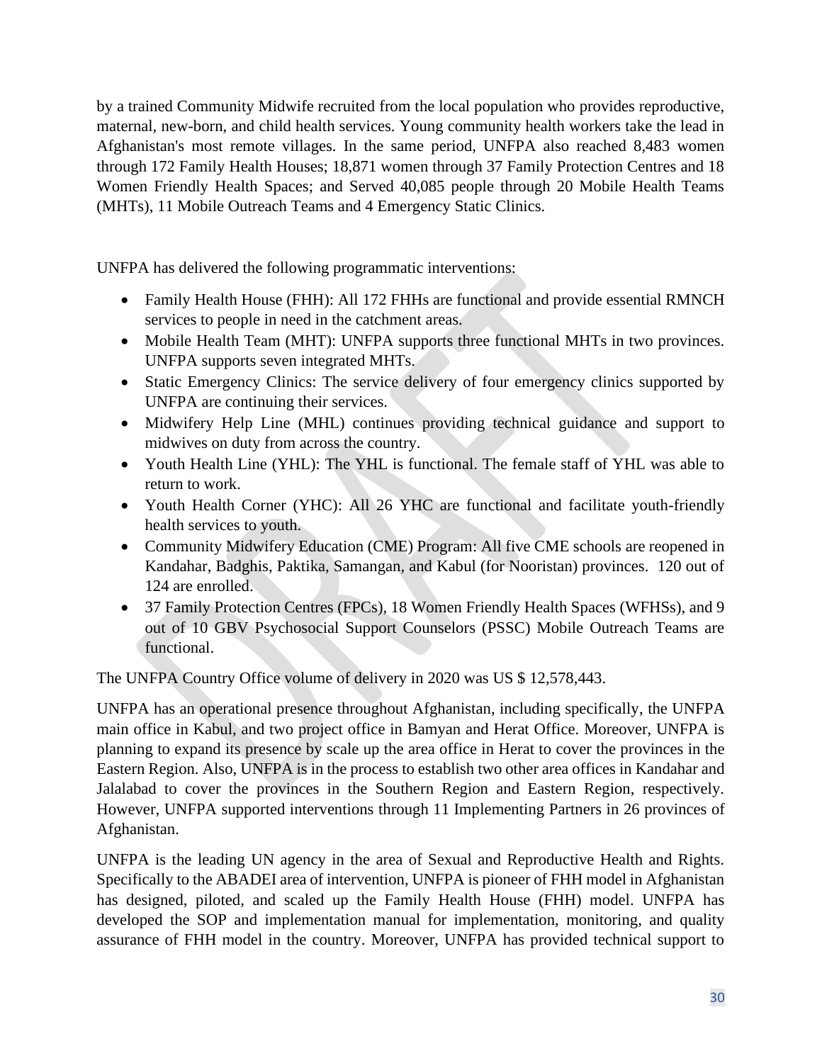by a trained Community Midwife recruited from the local population who provides reproductive, maternal, new-born, and child health services. Young community health workers take the lead in Afghanistan's most remote villages. In the same period, UNFPA also reached 8,483 women through 172 Family Health Houses; 18,871 women through 37 Family Protection Centres and 18 Women Friendly Health Spaces; and Served 40,085 people through 20 Mobile Health Teams (MHTs), 11 Mobile Outreach Teams and 4 Emergency Static Clinics.

UNFPA has delivered the following programmatic interventions:

- Family Health House (FHH): All 172 FHHs are functional and provide essential RMNCH services to people in need in the catchment areas.
- Mobile Health Team (MHT): UNFPA supports three functional MHTs in two provinces. UNFPA supports seven integrated MHTs.
- Static Emergency Clinics: The service delivery of four emergency clinics supported by UNFPA are continuing their services.
- Midwifery Help Line (MHL) continues providing technical guidance and support to midwives on duty from across the country.
- Youth Health Line (YHL): The YHL is functional. The female staff of YHL was able to return to work.
- Youth Health Corner (YHC): All 26 YHC are functional and facilitate youth-friendly health services to youth.
- Community Midwifery Education (CME) Program: All five CME schools are reopened in Kandahar, Badghis, Paktika, Samangan, and Kabul (for Nooristan) provinces. 120 out of 124 are enrolled.
- 37 Family Protection Centres (FPCs), 18 Women Friendly Health Spaces (WFHSs), and 9 out of 10 GBV Psychosocial Support Counselors (PSSC) Mobile Outreach Teams are functional.

The UNFPA Country Office volume of delivery in 2020 was US $ 12,578,443.

UNFPA has an operational presence throughout Afghanistan, including specifically, the UNFPA main office in Kabul, and two project office in Bamyan and Herat Office. Moreover, UNFPA is planning to expand its presence by scale up the area office in Herat to cover the provinces in the Eastern Region. Also, UNFPA is in the process to establish two other area offices in Kandahar and Jalalabad to cover the provinces in the Southern Region and Eastern Region, respectively. However, UNFPA supported interventions through 11 Implementing Partners in 26 provinces of Afghanistan.

UNFPA is the leading UN agency in the area of Sexual and Reproductive Health and Rights. Specifically to the ABADEI area of intervention, UNFPA is pioneer of FHH model in Afghanistan has designed, piloted, and scaled up the Family Health House (FHH) model. UNFPA has developed the SOP and implementation manual for implementation, monitoring, and quality assurance of FHH model in the country. Moreover, UNFPA has provided technical support to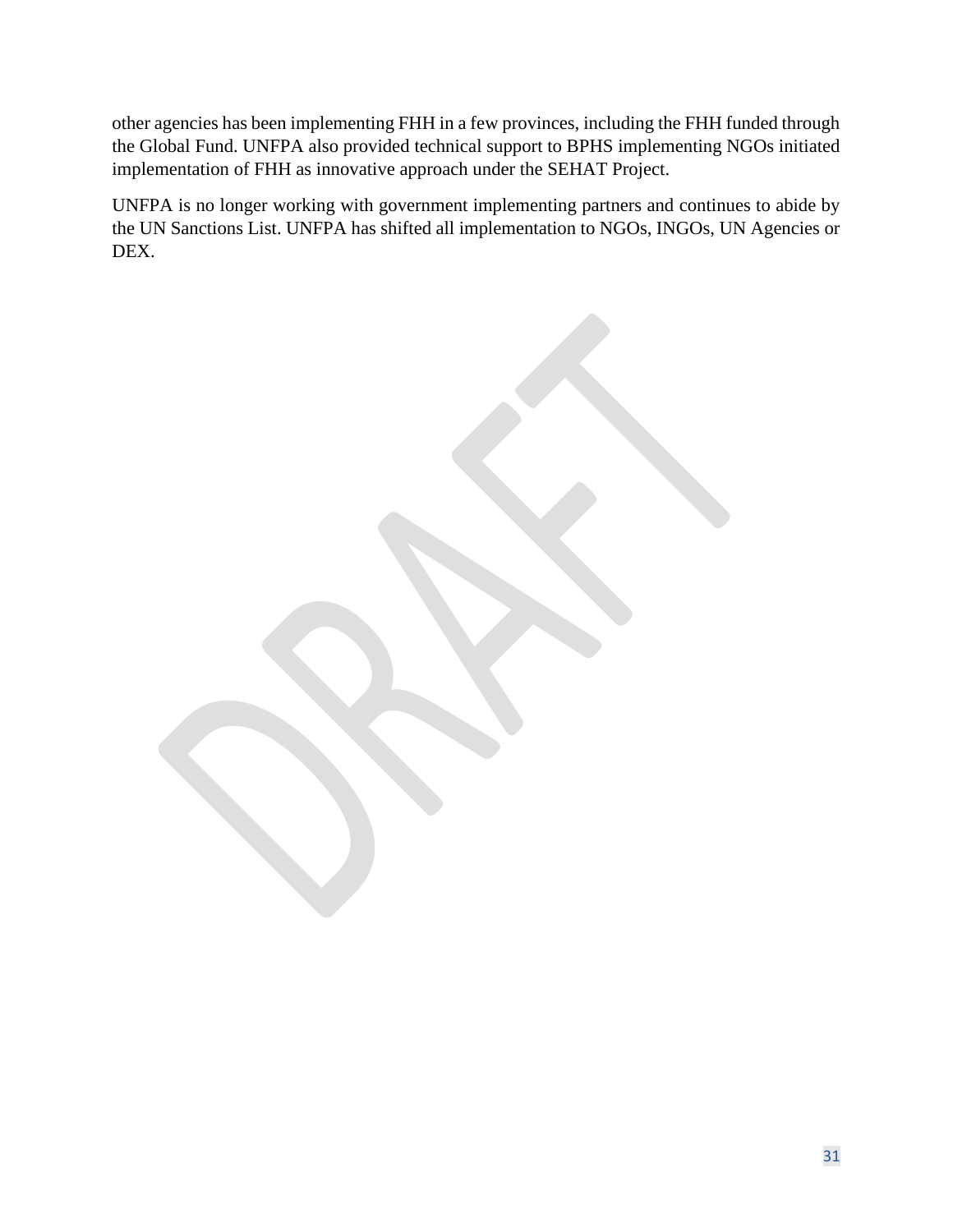other agencies has been implementing FHH in a few provinces, including the FHH funded through the Global Fund. UNFPA also provided technical support to BPHS implementing NGOs initiated implementation of FHH as innovative approach under the SEHAT Project.

UNFPA is no longer working with government implementing partners and continues to abide by the UN Sanctions List. UNFPA has shifted all implementation to NGOs, INGOs, UN Agencies or DEX.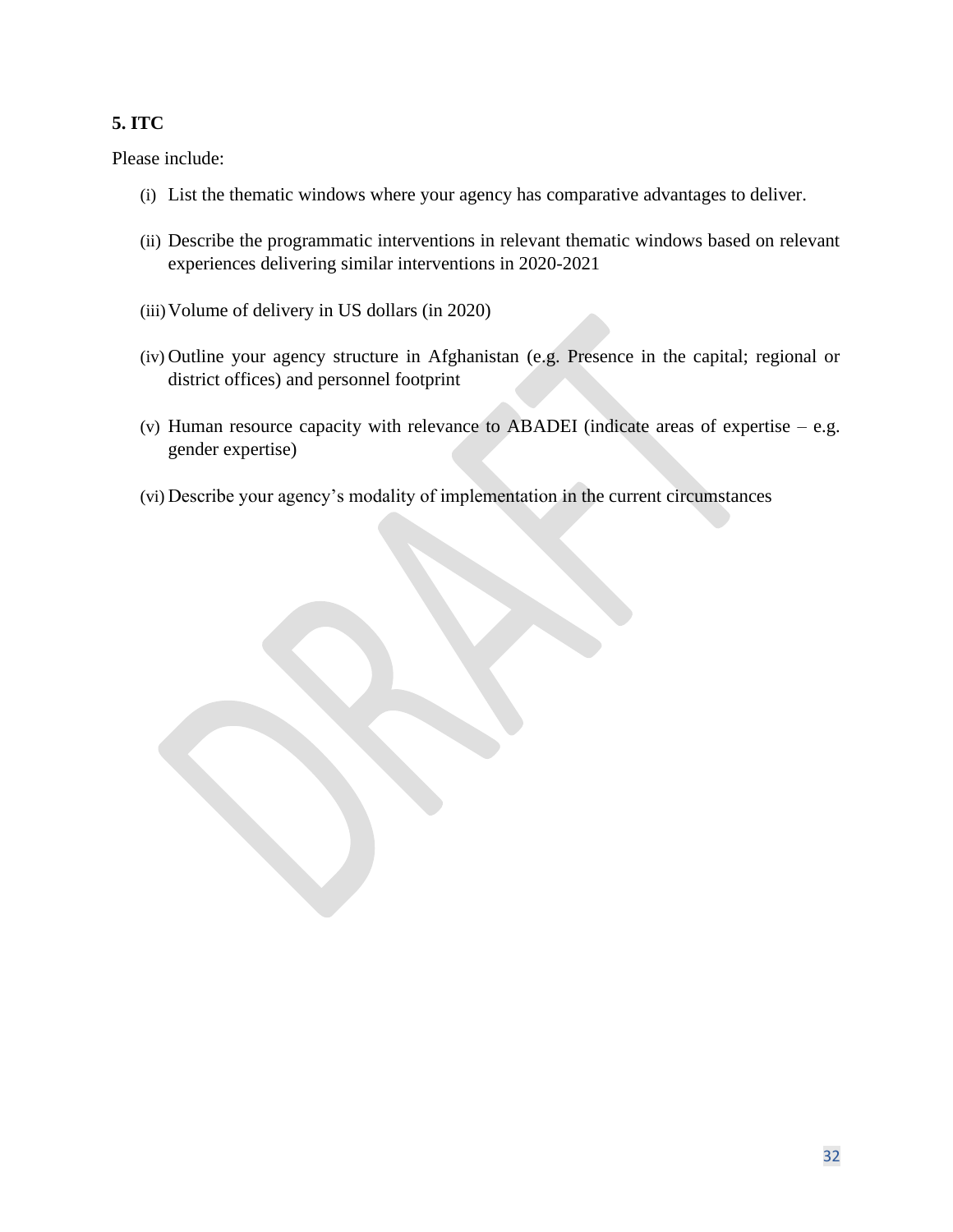**5. ITC**

Please include:

(i) List the thematic windows where your agency has comparative advantages to deliver.

(ii) Describe the programmatic interventions in relevant thematic windows based on relevant experiences delivering similar interventions in 2020-2021

(iii) Volume of delivery in US dollars (in 2020)

(iv) Outline your agency structure in Afghanistan (e.g. Presence in the capital; regional or district offices) and personnel footprint

(v) Human resource capacity with relevance to ABADEI (indicate areas of expertise – e.g. gender expertise)

(vi) Describe your agency's modality of implementation in the current circumstances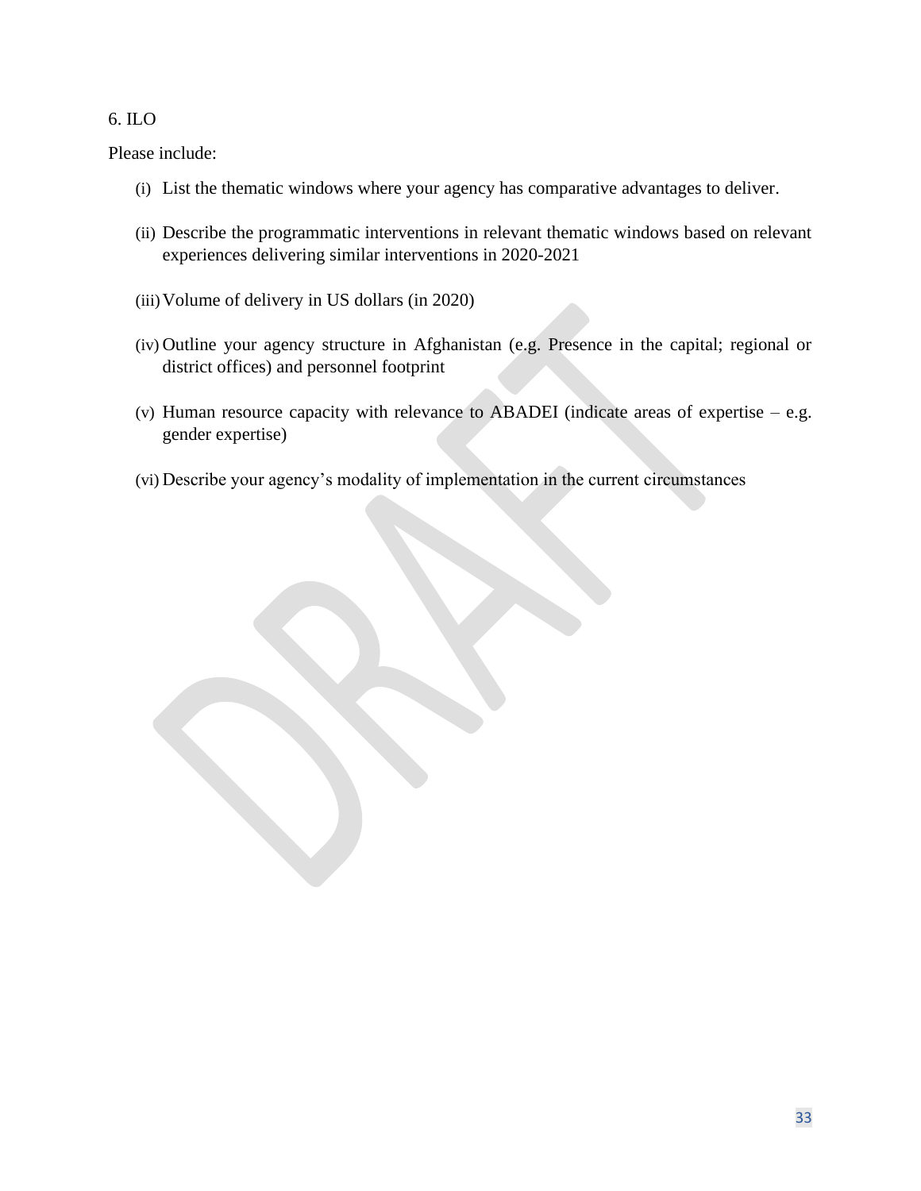6. ILO

Please include:

(i) List the thematic windows where your agency has comparative advantages to deliver.

(ii) Describe the programmatic interventions in relevant thematic windows based on relevant experiences delivering similar interventions in 2020-2021

(iii) Volume of delivery in US dollars (in 2020)

(iv) Outline your agency structure in Afghanistan (e.g. Presence in the capital; regional or district offices) and personnel footprint

(v) Human resource capacity with relevance to ABADEI (indicate areas of expertise – e.g. gender expertise)

(vi) Describe your agency's modality of implementation in the current circumstances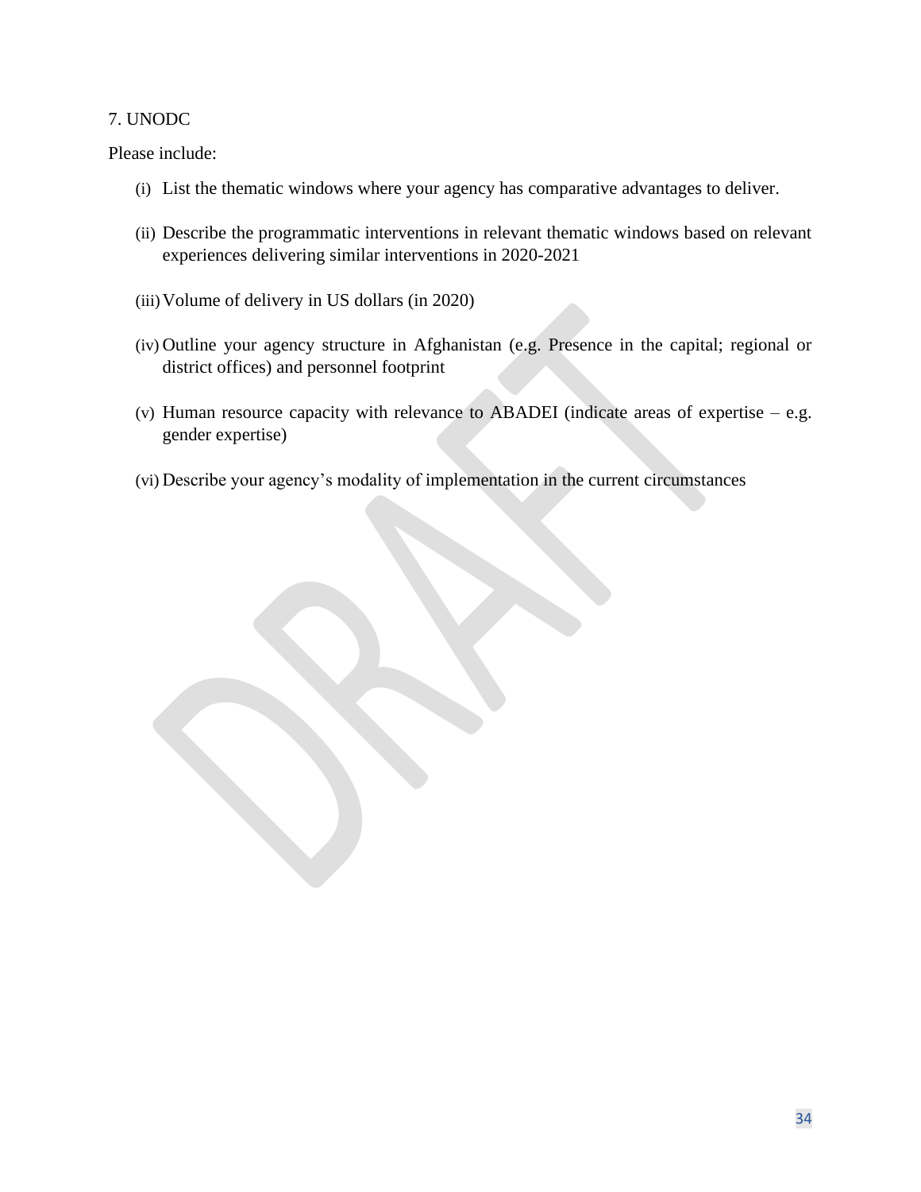7. UNODC

Please include:

(i) List the thematic windows where your agency has comparative advantages to deliver.

(ii) Describe the programmatic interventions in relevant thematic windows based on relevant experiences delivering similar interventions in 2020-2021

(iii) Volume of delivery in US dollars (in 2020)

(iv) Outline your agency structure in Afghanistan (e.g. Presence in the capital; regional or district offices) and personnel footprint

(v) Human resource capacity with relevance to ABADEI (indicate areas of expertise – e.g. gender expertise)

(vi) Describe your agency's modality of implementation in the current circumstances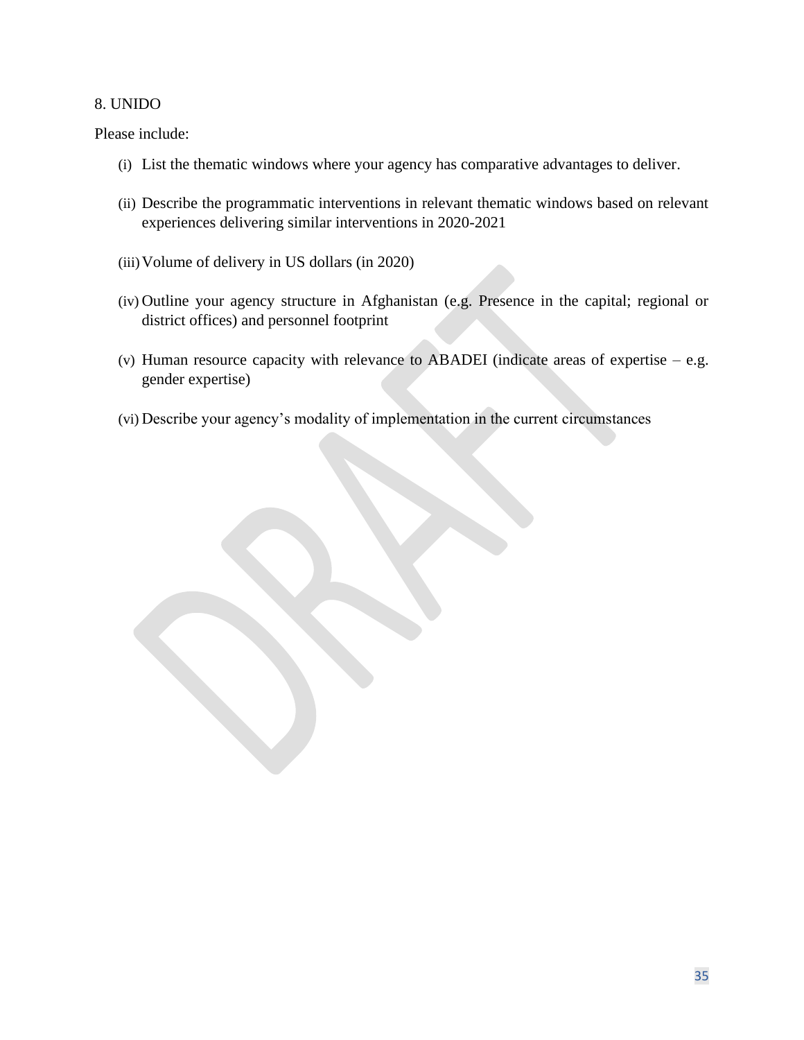8. UNIDO

Please include:

(i) List the thematic windows where your agency has comparative advantages to deliver.

(ii) Describe the programmatic interventions in relevant thematic windows based on relevant experiences delivering similar interventions in 2020-2021

(iii) Volume of delivery in US dollars (in 2020)

(iv) Outline your agency structure in Afghanistan (e.g. Presence in the capital; regional or district offices) and personnel footprint

(v) Human resource capacity with relevance to ABADEI (indicate areas of expertise – e.g. gender expertise)

(vi) Describe your agency's modality of implementation in the current circumstances